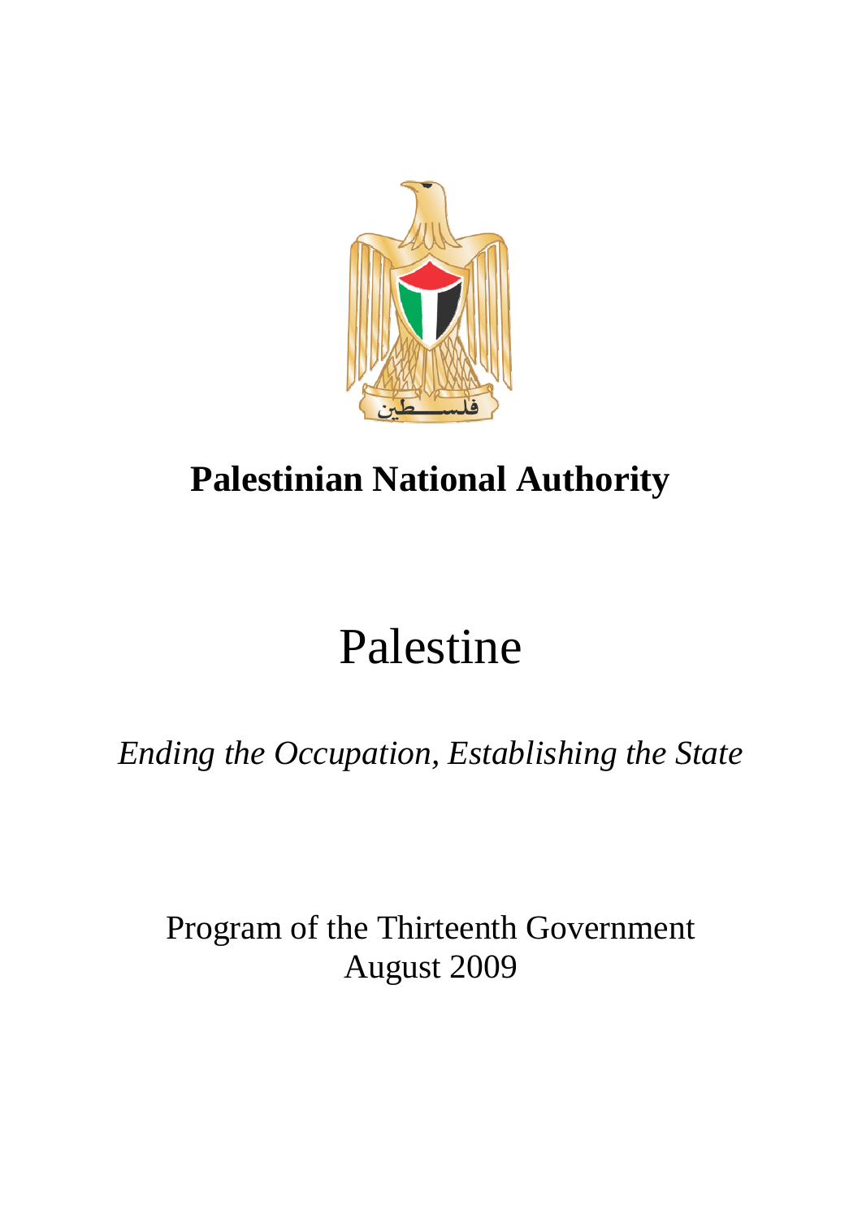**Palestinian National Authority**

# Palestine

*Ending the Occupation, Establishing the State*

Program of the Thirteenth Government
August 2009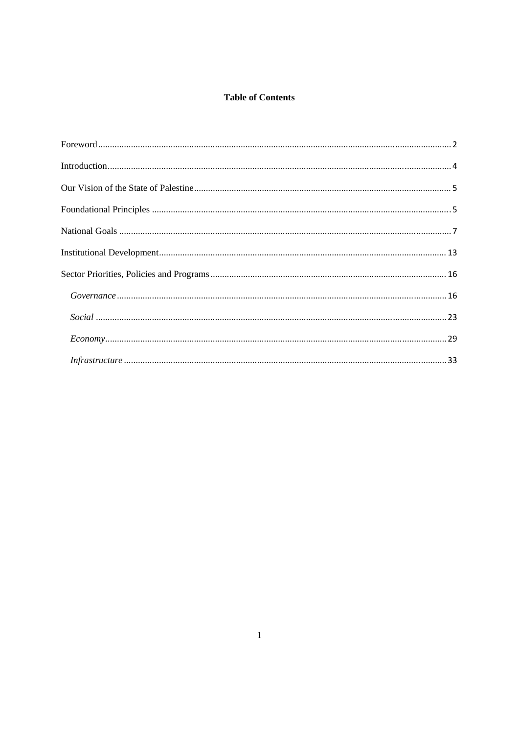**Table of Contents**

Foreword .......... 2

Introduction .......... 4

Our Vision of the State of Palestine .......... 5

Foundational Principles .......... 5

National Goals .......... 7

Institutional Development .......... 13

Sector Priorities, Policies and Programs .......... 16

- *Governance* .......... 16
- *Social* .......... 23
- *Economy* .......... 29
- *Infrastructure* .......... 33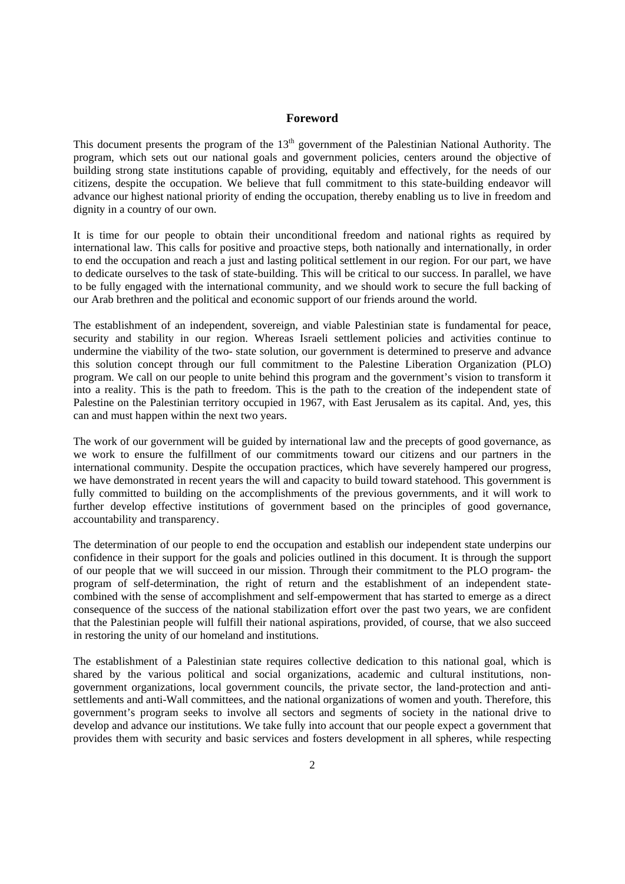## Foreword

This document presents the program of the 13th government of the Palestinian National Authority. The program, which sets out our national goals and government policies, centers around the objective of building strong state institutions capable of providing, equitably and effectively, for the needs of our citizens, despite the occupation. We believe that full commitment to this state-building endeavor will advance our highest national priority of ending the occupation, thereby enabling us to live in freedom and dignity in a country of our own.

It is time for our people to obtain their unconditional freedom and national rights as required by international law. This calls for positive and proactive steps, both nationally and internationally, in order to end the occupation and reach a just and lasting political settlement in our region. For our part, we have to dedicate ourselves to the task of state-building. This will be critical to our success. In parallel, we have to be fully engaged with the international community, and we should work to secure the full backing of our Arab brethren and the political and economic support of our friends around the world.

The establishment of an independent, sovereign, and viable Palestinian state is fundamental for peace, security and stability in our region. Whereas Israeli settlement policies and activities continue to undermine the viability of the two- state solution, our government is determined to preserve and advance this solution concept through our full commitment to the Palestine Liberation Organization (PLO) program. We call on our people to unite behind this program and the government's vision to transform it into a reality. This is the path to freedom. This is the path to the creation of the independent state of Palestine on the Palestinian territory occupied in 1967, with East Jerusalem as its capital. And, yes, this can and must happen within the next two years.

The work of our government will be guided by international law and the precepts of good governance, as we work to ensure the fulfillment of our commitments toward our citizens and our partners in the international community. Despite the occupation practices, which have severely hampered our progress, we have demonstrated in recent years the will and capacity to build toward statehood. This government is fully committed to building on the accomplishments of the previous governments, and it will work to further develop effective institutions of government based on the principles of good governance, accountability and transparency.

The determination of our people to end the occupation and establish our independent state underpins our confidence in their support for the goals and policies outlined in this document. It is through the support of our people that we will succeed in our mission. Through their commitment to the PLO program- the program of self-determination, the right of return and the establishment of an independent state- combined with the sense of accomplishment and self-empowerment that has started to emerge as a direct consequence of the success of the national stabilization effort over the past two years, we are confident that the Palestinian people will fulfill their national aspirations, provided, of course, that we also succeed in restoring the unity of our homeland and institutions.

The establishment of a Palestinian state requires collective dedication to this national goal, which is shared by the various political and social organizations, academic and cultural institutions, non-government organizations, local government councils, the private sector, the land-protection and anti-settlements and anti-Wall committees, and the national organizations of women and youth. Therefore, this government's program seeks to involve all sectors and segments of society in the national drive to develop and advance our institutions. We take fully into account that our people expect a government that provides them with security and basic services and fosters development in all spheres, while respecting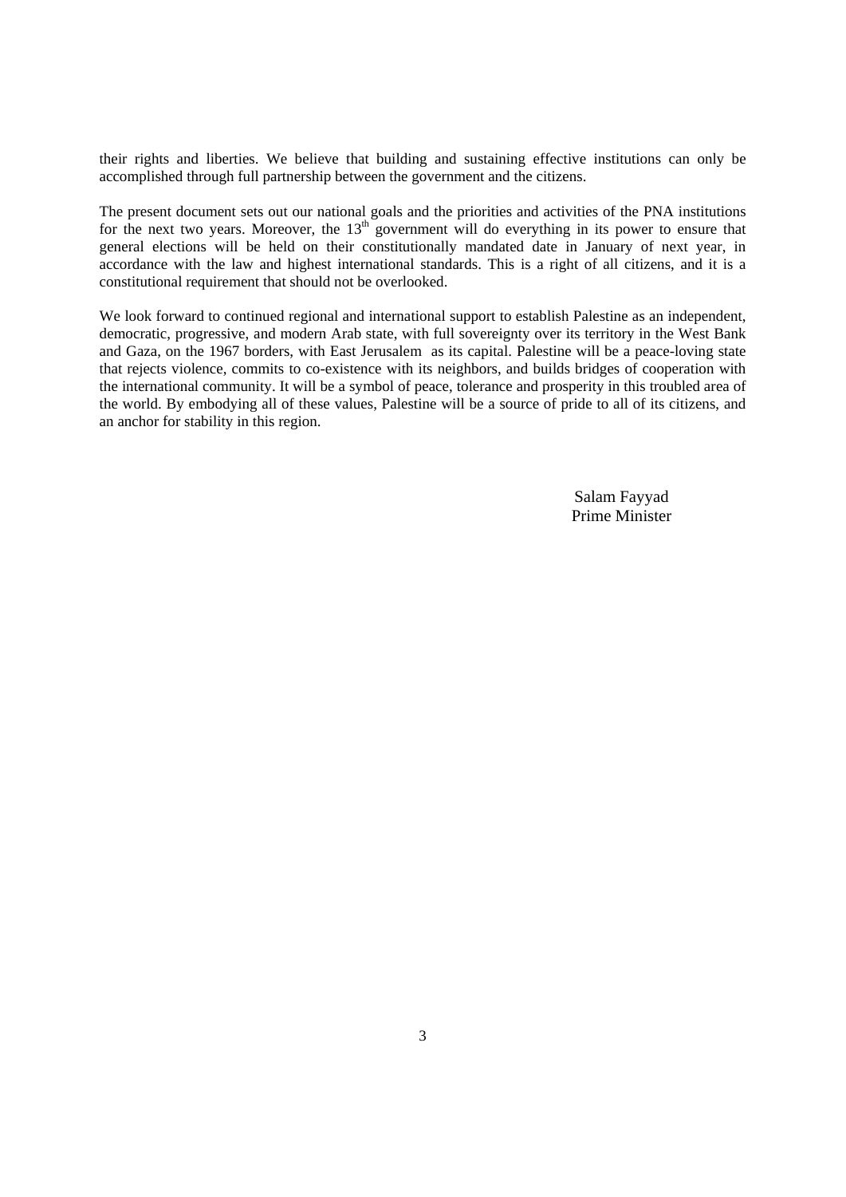their rights and liberties. We believe that building and sustaining effective institutions can only be accomplished through full partnership between the government and the citizens.

The present document sets out our national goals and the priorities and activities of the PNA institutions for the next two years. Moreover, the 13th government will do everything in its power to ensure that general elections will be held on their constitutionally mandated date in January of next year, in accordance with the law and highest international standards. This is a right of all citizens, and it is a constitutional requirement that should not be overlooked.

We look forward to continued regional and international support to establish Palestine as an independent, democratic, progressive, and modern Arab state, with full sovereignty over its territory in the West Bank and Gaza, on the 1967 borders, with East Jerusalem as its capital. Palestine will be a peace-loving state that rejects violence, commits to co-existence with its neighbors, and builds bridges of cooperation with the international community. It will be a symbol of peace, tolerance and prosperity in this troubled area of the world. By embodying all of these values, Palestine will be a source of pride to all of its citizens, and an anchor for stability in this region.

Salam Fayyad
Prime Minister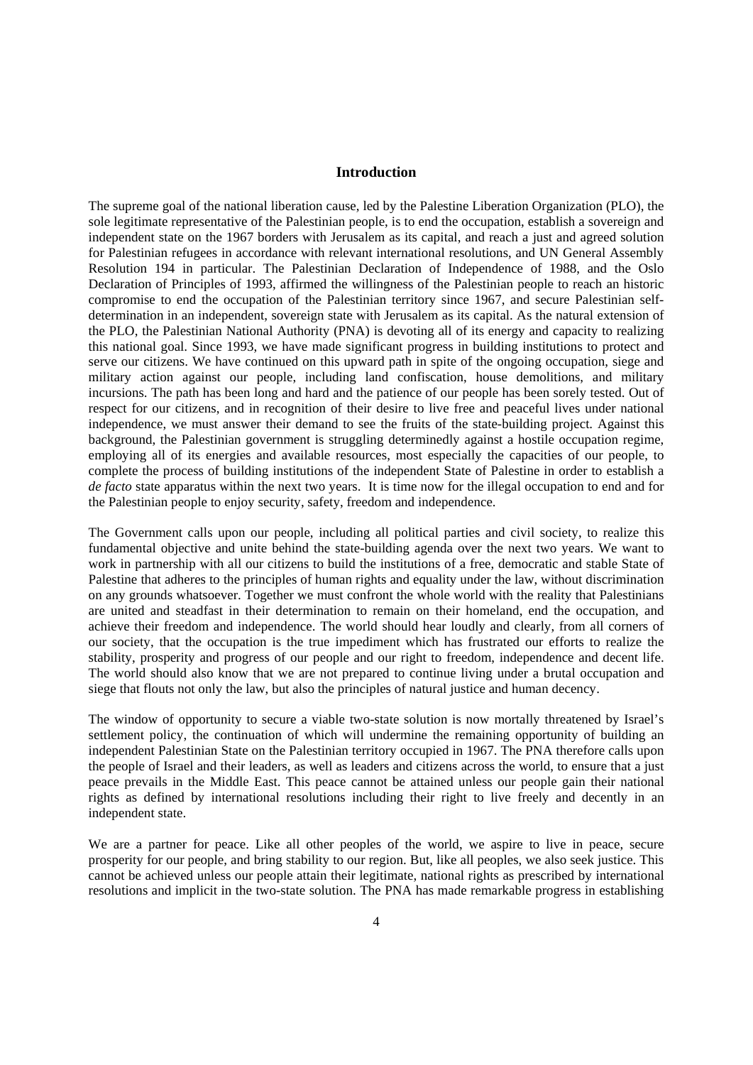## Introduction

The supreme goal of the national liberation cause, led by the Palestine Liberation Organization (PLO), the sole legitimate representative of the Palestinian people, is to end the occupation, establish a sovereign and independent state on the 1967 borders with Jerusalem as its capital, and reach a just and agreed solution for Palestinian refugees in accordance with relevant international resolutions, and UN General Assembly Resolution 194 in particular. The Palestinian Declaration of Independence of 1988, and the Oslo Declaration of Principles of 1993, affirmed the willingness of the Palestinian people to reach an historic compromise to end the occupation of the Palestinian territory since 1967, and secure Palestinian self-determination in an independent, sovereign state with Jerusalem as its capital. As the natural extension of the PLO, the Palestinian National Authority (PNA) is devoting all of its energy and capacity to realizing this national goal. Since 1993, we have made significant progress in building institutions to protect and serve our citizens. We have continued on this upward path in spite of the ongoing occupation, siege and military action against our people, including land confiscation, house demolitions, and military incursions. The path has been long and hard and the patience of our people has been sorely tested. Out of respect for our citizens, and in recognition of their desire to live free and peaceful lives under national independence, we must answer their demand to see the fruits of the state-building project. Against this background, the Palestinian government is struggling determinedly against a hostile occupation regime, employing all of its energies and available resources, most especially the capacities of our people, to complete the process of building institutions of the independent State of Palestine in order to establish a *de facto* state apparatus within the next two years. It is time now for the illegal occupation to end and for the Palestinian people to enjoy security, safety, freedom and independence.

The Government calls upon our people, including all political parties and civil society, to realize this fundamental objective and unite behind the state-building agenda over the next two years. We want to work in partnership with all our citizens to build the institutions of a free, democratic and stable State of Palestine that adheres to the principles of human rights and equality under the law, without discrimination on any grounds whatsoever. Together we must confront the whole world with the reality that Palestinians are united and steadfast in their determination to remain on their homeland, end the occupation, and achieve their freedom and independence. The world should hear loudly and clearly, from all corners of our society, that the occupation is the true impediment which has frustrated our efforts to realize the stability, prosperity and progress of our people and our right to freedom, independence and decent life. The world should also know that we are not prepared to continue living under a brutal occupation and siege that flouts not only the law, but also the principles of natural justice and human decency.

The window of opportunity to secure a viable two-state solution is now mortally threatened by Israel's settlement policy, the continuation of which will undermine the remaining opportunity of building an independent Palestinian State on the Palestinian territory occupied in 1967. The PNA therefore calls upon the people of Israel and their leaders, as well as leaders and citizens across the world, to ensure that a just peace prevails in the Middle East. This peace cannot be attained unless our people gain their national rights as defined by international resolutions including their right to live freely and decently in an independent state.

We are a partner for peace. Like all other peoples of the world, we aspire to live in peace, secure prosperity for our people, and bring stability to our region. But, like all peoples, we also seek justice. This cannot be achieved unless our people attain their legitimate, national rights as prescribed by international resolutions and implicit in the two-state solution. The PNA has made remarkable progress in establishing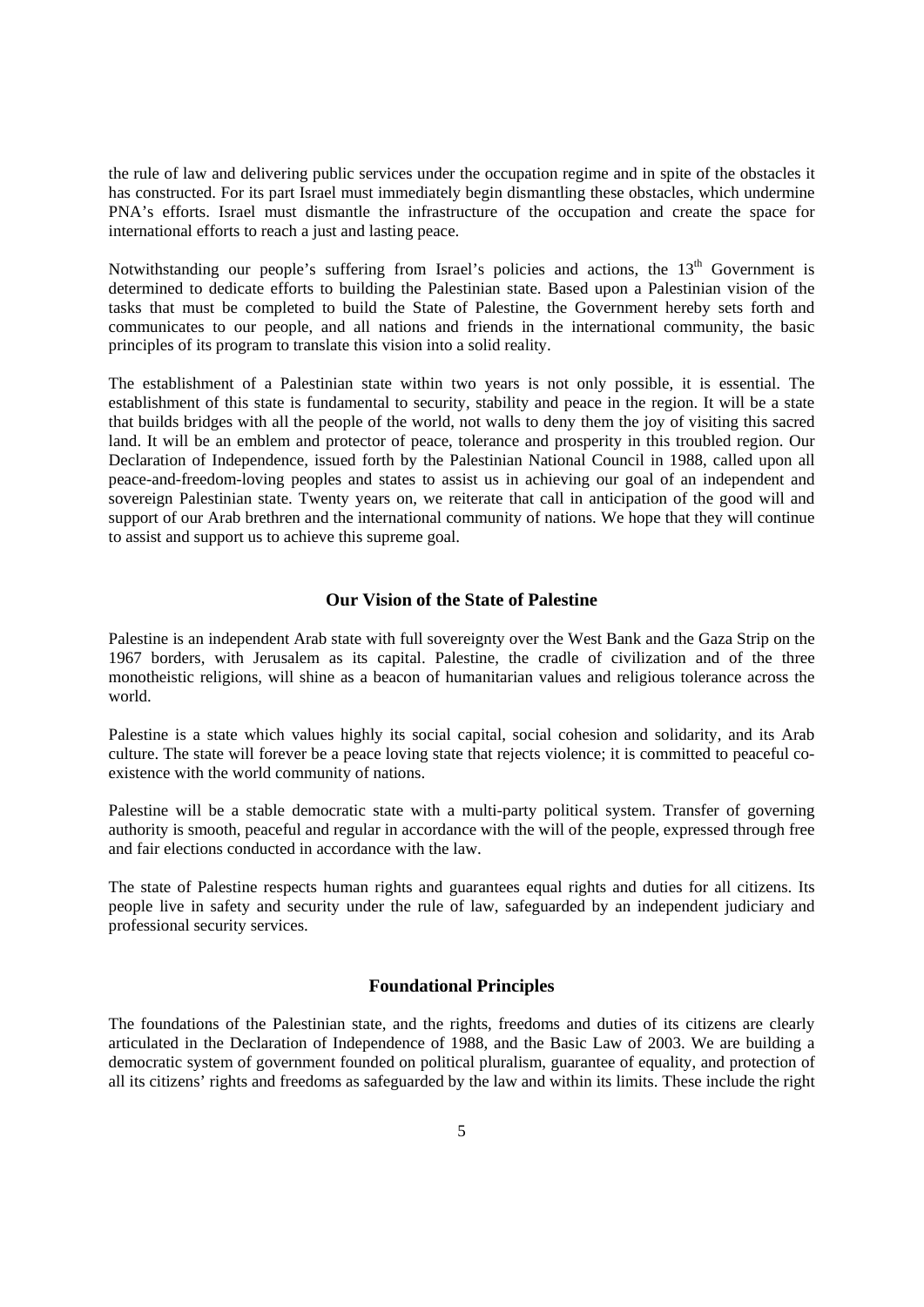the rule of law and delivering public services under the occupation regime and in spite of the obstacles it has constructed. For its part Israel must immediately begin dismantling these obstacles, which undermine PNA's efforts. Israel must dismantle the infrastructure of the occupation and create the space for international efforts to reach a just and lasting peace.

Notwithstanding our people's suffering from Israel's policies and actions, the 13th Government is determined to dedicate efforts to building the Palestinian state. Based upon a Palestinian vision of the tasks that must be completed to build the State of Palestine, the Government hereby sets forth and communicates to our people, and all nations and friends in the international community, the basic principles of its program to translate this vision into a solid reality.

The establishment of a Palestinian state within two years is not only possible, it is essential. The establishment of this state is fundamental to security, stability and peace in the region. It will be a state that builds bridges with all the people of the world, not walls to deny them the joy of visiting this sacred land. It will be an emblem and protector of peace, tolerance and prosperity in this troubled region. Our Declaration of Independence, issued forth by the Palestinian National Council in 1988, called upon all peace-and-freedom-loving peoples and states to assist us in achieving our goal of an independent and sovereign Palestinian state. Twenty years on, we reiterate that call in anticipation of the good will and support of our Arab brethren and the international community of nations. We hope that they will continue to assist and support us to achieve this supreme goal.

## Our Vision of the State of Palestine

Palestine is an independent Arab state with full sovereignty over the West Bank and the Gaza Strip on the 1967 borders, with Jerusalem as its capital. Palestine, the cradle of civilization and of the three monotheistic religions, will shine as a beacon of humanitarian values and religious tolerance across the world.

Palestine is a state which values highly its social capital, social cohesion and solidarity, and its Arab culture. The state will forever be a peace loving state that rejects violence; it is committed to peaceful co-existence with the world community of nations.

Palestine will be a stable democratic state with a multi-party political system. Transfer of governing authority is smooth, peaceful and regular in accordance with the will of the people, expressed through free and fair elections conducted in accordance with the law.

The state of Palestine respects human rights and guarantees equal rights and duties for all citizens. Its people live in safety and security under the rule of law, safeguarded by an independent judiciary and professional security services.

## Foundational Principles

The foundations of the Palestinian state, and the rights, freedoms and duties of its citizens are clearly articulated in the Declaration of Independence of 1988, and the Basic Law of 2003. We are building a democratic system of government founded on political pluralism, guarantee of equality, and protection of all its citizens' rights and freedoms as safeguarded by the law and within its limits. These include the right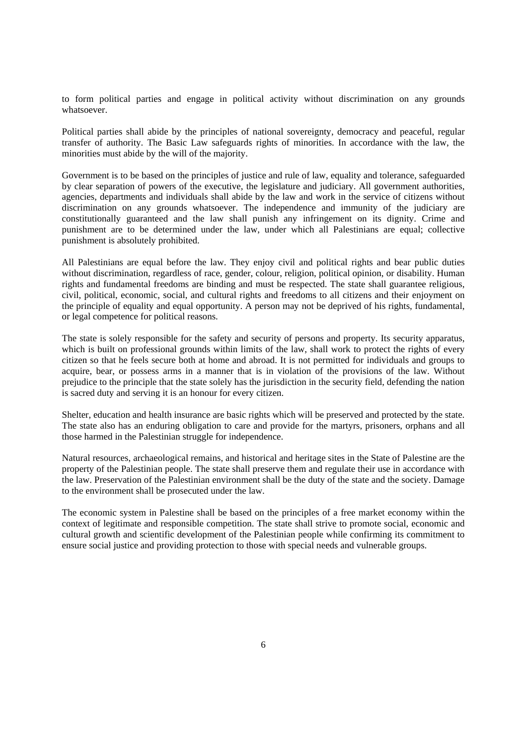to form political parties and engage in political activity without discrimination on any grounds whatsoever.

Political parties shall abide by the principles of national sovereignty, democracy and peaceful, regular transfer of authority. The Basic Law safeguards rights of minorities. In accordance with the law, the minorities must abide by the will of the majority.

Government is to be based on the principles of justice and rule of law, equality and tolerance, safeguarded by clear separation of powers of the executive, the legislature and judiciary. All government authorities, agencies, departments and individuals shall abide by the law and work in the service of citizens without discrimination on any grounds whatsoever. The independence and immunity of the judiciary are constitutionally guaranteed and the law shall punish any infringement on its dignity. Crime and punishment are to be determined under the law, under which all Palestinians are equal; collective punishment is absolutely prohibited.

All Palestinians are equal before the law. They enjoy civil and political rights and bear public duties without discrimination, regardless of race, gender, colour, religion, political opinion, or disability. Human rights and fundamental freedoms are binding and must be respected. The state shall guarantee religious, civil, political, economic, social, and cultural rights and freedoms to all citizens and their enjoyment on the principle of equality and equal opportunity. A person may not be deprived of his rights, fundamental, or legal competence for political reasons.

The state is solely responsible for the safety and security of persons and property. Its security apparatus, which is built on professional grounds within limits of the law, shall work to protect the rights of every citizen so that he feels secure both at home and abroad. It is not permitted for individuals and groups to acquire, bear, or possess arms in a manner that is in violation of the provisions of the law. Without prejudice to the principle that the state solely has the jurisdiction in the security field, defending the nation is sacred duty and serving it is an honour for every citizen.

Shelter, education and health insurance are basic rights which will be preserved and protected by the state. The state also has an enduring obligation to care and provide for the martyrs, prisoners, orphans and all those harmed in the Palestinian struggle for independence.

Natural resources, archaeological remains, and historical and heritage sites in the State of Palestine are the property of the Palestinian people. The state shall preserve them and regulate their use in accordance with the law. Preservation of the Palestinian environment shall be the duty of the state and the society. Damage to the environment shall be prosecuted under the law.

The economic system in Palestine shall be based on the principles of a free market economy within the context of legitimate and responsible competition. The state shall strive to promote social, economic and cultural growth and scientific development of the Palestinian people while confirming its commitment to ensure social justice and providing protection to those with special needs and vulnerable groups.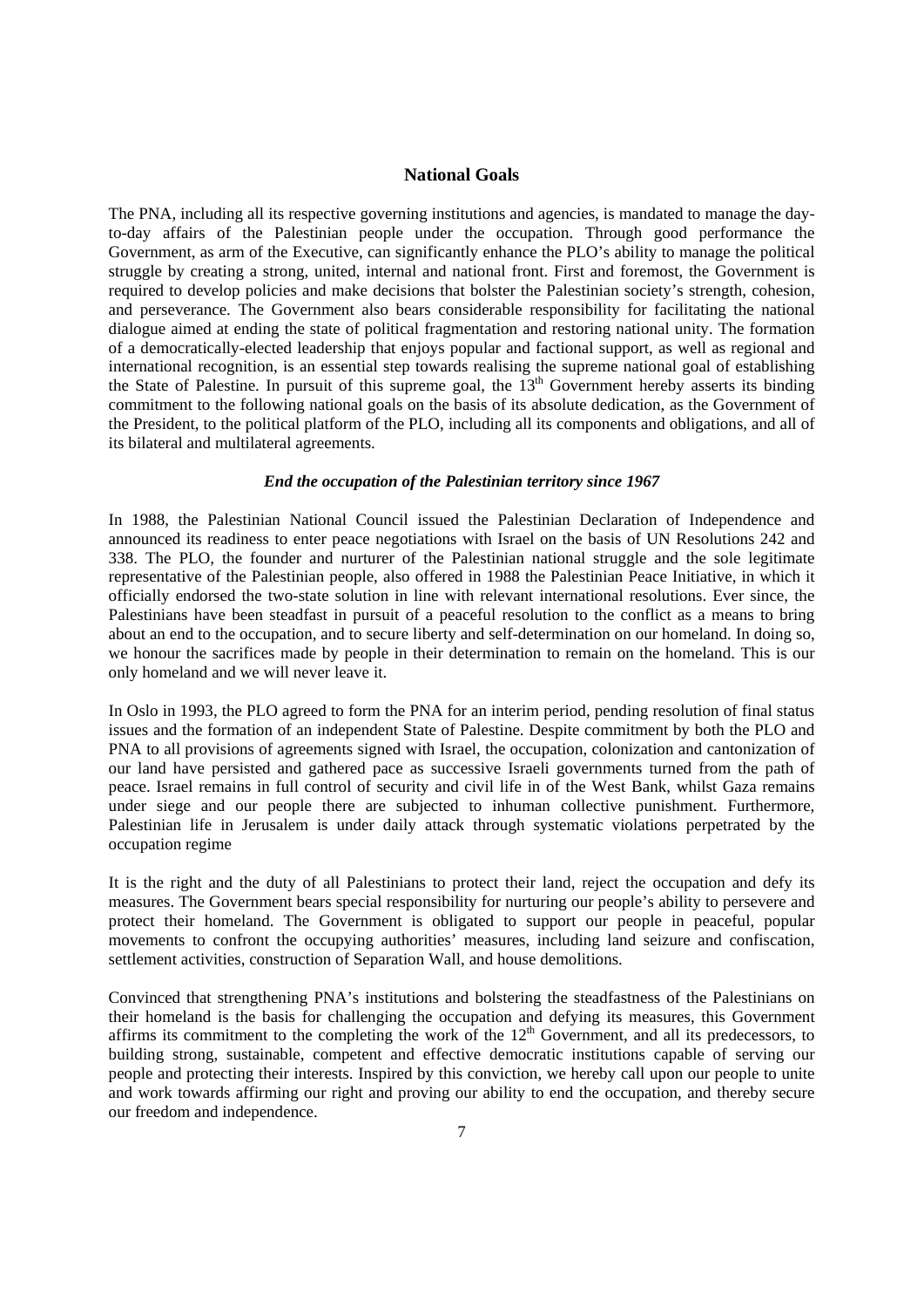## National Goals

The PNA, including all its respective governing institutions and agencies, is mandated to manage the day-to-day affairs of the Palestinian people under the occupation. Through good performance the Government, as arm of the Executive, can significantly enhance the PLO's ability to manage the political struggle by creating a strong, united, internal and national front. First and foremost, the Government is required to develop policies and make decisions that bolster the Palestinian society's strength, cohesion, and perseverance. The Government also bears considerable responsibility for facilitating the national dialogue aimed at ending the state of political fragmentation and restoring national unity. The formation of a democratically-elected leadership that enjoys popular and factional support, as well as regional and international recognition, is an essential step towards realising the supreme national goal of establishing the State of Palestine. In pursuit of this supreme goal, the 13th Government hereby asserts its binding commitment to the following national goals on the basis of its absolute dedication, as the Government of the President, to the political platform of the PLO, including all its components and obligations, and all of its bilateral and multilateral agreements.

### *End the occupation of the Palestinian territory since 1967*

In 1988, the Palestinian National Council issued the Palestinian Declaration of Independence and announced its readiness to enter peace negotiations with Israel on the basis of UN Resolutions 242 and 338. The PLO, the founder and nurturer of the Palestinian national struggle and the sole legitimate representative of the Palestinian people, also offered in 1988 the Palestinian Peace Initiative, in which it officially endorsed the two-state solution in line with relevant international resolutions. Ever since, the Palestinians have been steadfast in pursuit of a peaceful resolution to the conflict as a means to bring about an end to the occupation, and to secure liberty and self-determination on our homeland. In doing so, we honour the sacrifices made by people in their determination to remain on the homeland. This is our only homeland and we will never leave it.

In Oslo in 1993, the PLO agreed to form the PNA for an interim period, pending resolution of final status issues and the formation of an independent State of Palestine. Despite commitment by both the PLO and PNA to all provisions of agreements signed with Israel, the occupation, colonization and cantonization of our land have persisted and gathered pace as successive Israeli governments turned from the path of peace. Israel remains in full control of security and civil life in of the West Bank, whilst Gaza remains under siege and our people there are subjected to inhuman collective punishment. Furthermore, Palestinian life in Jerusalem is under daily attack through systematic violations perpetrated by the occupation regime

It is the right and the duty of all Palestinians to protect their land, reject the occupation and defy its measures. The Government bears special responsibility for nurturing our people's ability to persevere and protect their homeland. The Government is obligated to support our people in peaceful, popular movements to confront the occupying authorities' measures, including land seizure and confiscation, settlement activities, construction of Separation Wall, and house demolitions.

Convinced that strengthening PNA's institutions and bolstering the steadfastness of the Palestinians on their homeland is the basis for challenging the occupation and defying its measures, this Government affirms its commitment to the completing the work of the 12th Government, and all its predecessors, to building strong, sustainable, competent and effective democratic institutions capable of serving our people and protecting their interests. Inspired by this conviction, we hereby call upon our people to unite and work towards affirming our right and proving our ability to end the occupation, and thereby secure our freedom and independence.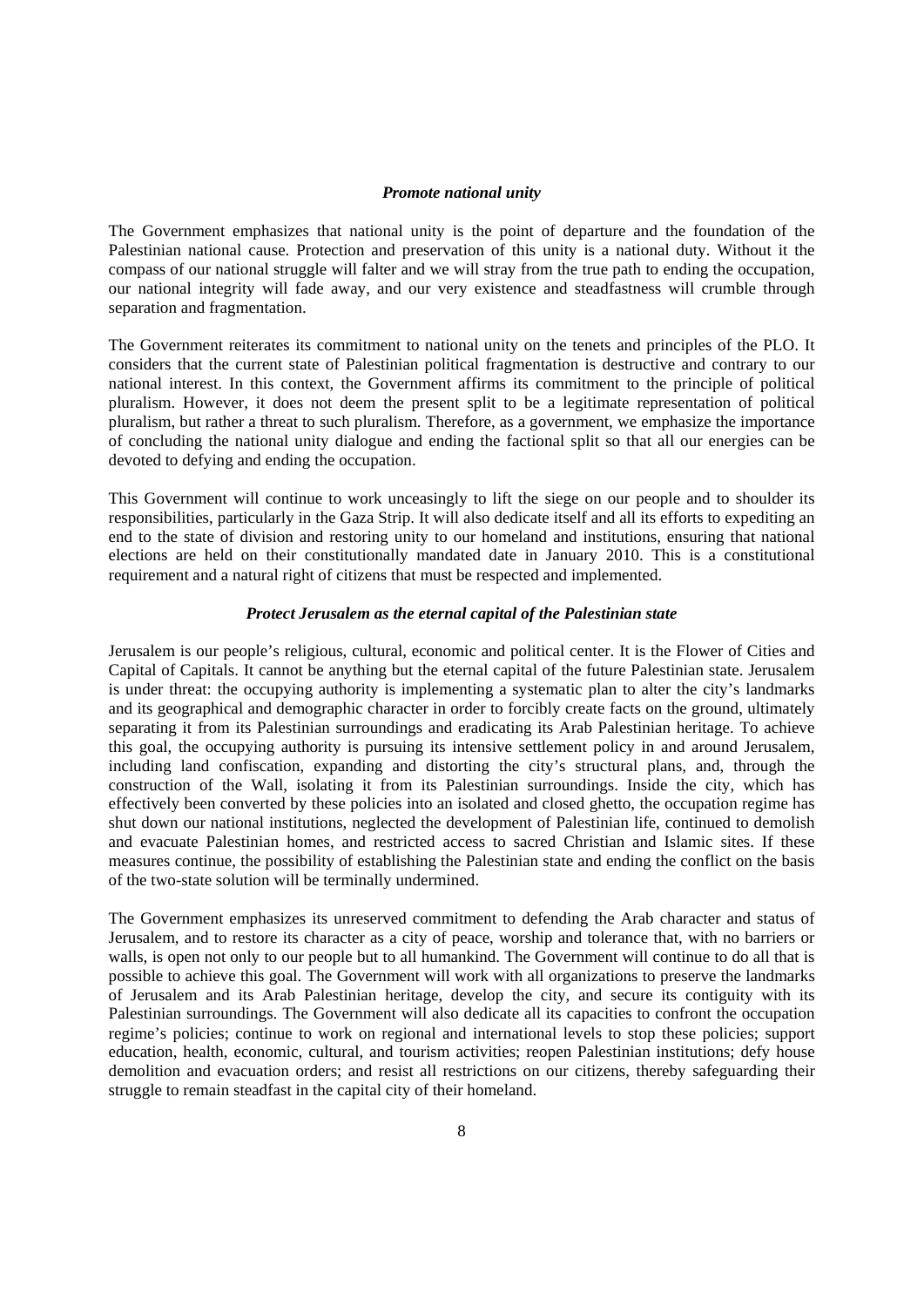### *Promote national unity*

The Government emphasizes that national unity is the point of departure and the foundation of the Palestinian national cause. Protection and preservation of this unity is a national duty. Without it the compass of our national struggle will falter and we will stray from the true path to ending the occupation, our national integrity will fade away, and our very existence and steadfastness will crumble through separation and fragmentation.

The Government reiterates its commitment to national unity on the tenets and principles of the PLO. It considers that the current state of Palestinian political fragmentation is destructive and contrary to our national interest. In this context, the Government affirms its commitment to the principle of political pluralism. However, it does not deem the present split to be a legitimate representation of political pluralism, but rather a threat to such pluralism. Therefore, as a government, we emphasize the importance of concluding the national unity dialogue and ending the factional split so that all our energies can be devoted to defying and ending the occupation.

This Government will continue to work unceasingly to lift the siege on our people and to shoulder its responsibilities, particularly in the Gaza Strip. It will also dedicate itself and all its efforts to expediting an end to the state of division and restoring unity to our homeland and institutions, ensuring that national elections are held on their constitutionally mandated date in January 2010. This is a constitutional requirement and a natural right of citizens that must be respected and implemented.

### *Protect Jerusalem as the eternal capital of the Palestinian state*

Jerusalem is our people's religious, cultural, economic and political center. It is the Flower of Cities and Capital of Capitals. It cannot be anything but the eternal capital of the future Palestinian state. Jerusalem is under threat: the occupying authority is implementing a systematic plan to alter the city's landmarks and its geographical and demographic character in order to forcibly create facts on the ground, ultimately separating it from its Palestinian surroundings and eradicating its Arab Palestinian heritage. To achieve this goal, the occupying authority is pursuing its intensive settlement policy in and around Jerusalem, including land confiscation, expanding and distorting the city's structural plans, and, through the construction of the Wall, isolating it from its Palestinian surroundings. Inside the city, which has effectively been converted by these policies into an isolated and closed ghetto, the occupation regime has shut down our national institutions, neglected the development of Palestinian life, continued to demolish and evacuate Palestinian homes, and restricted access to sacred Christian and Islamic sites. If these measures continue, the possibility of establishing the Palestinian state and ending the conflict on the basis of the two-state solution will be terminally undermined.

The Government emphasizes its unreserved commitment to defending the Arab character and status of Jerusalem, and to restore its character as a city of peace, worship and tolerance that, with no barriers or walls, is open not only to our people but to all humankind. The Government will continue to do all that is possible to achieve this goal. The Government will work with all organizations to preserve the landmarks of Jerusalem and its Arab Palestinian heritage, develop the city, and secure its contiguity with its Palestinian surroundings. The Government will also dedicate all its capacities to confront the occupation regime's policies; continue to work on regional and international levels to stop these policies; support education, health, economic, cultural, and tourism activities; reopen Palestinian institutions; defy house demolition and evacuation orders; and resist all restrictions on our citizens, thereby safeguarding their struggle to remain steadfast in the capital city of their homeland.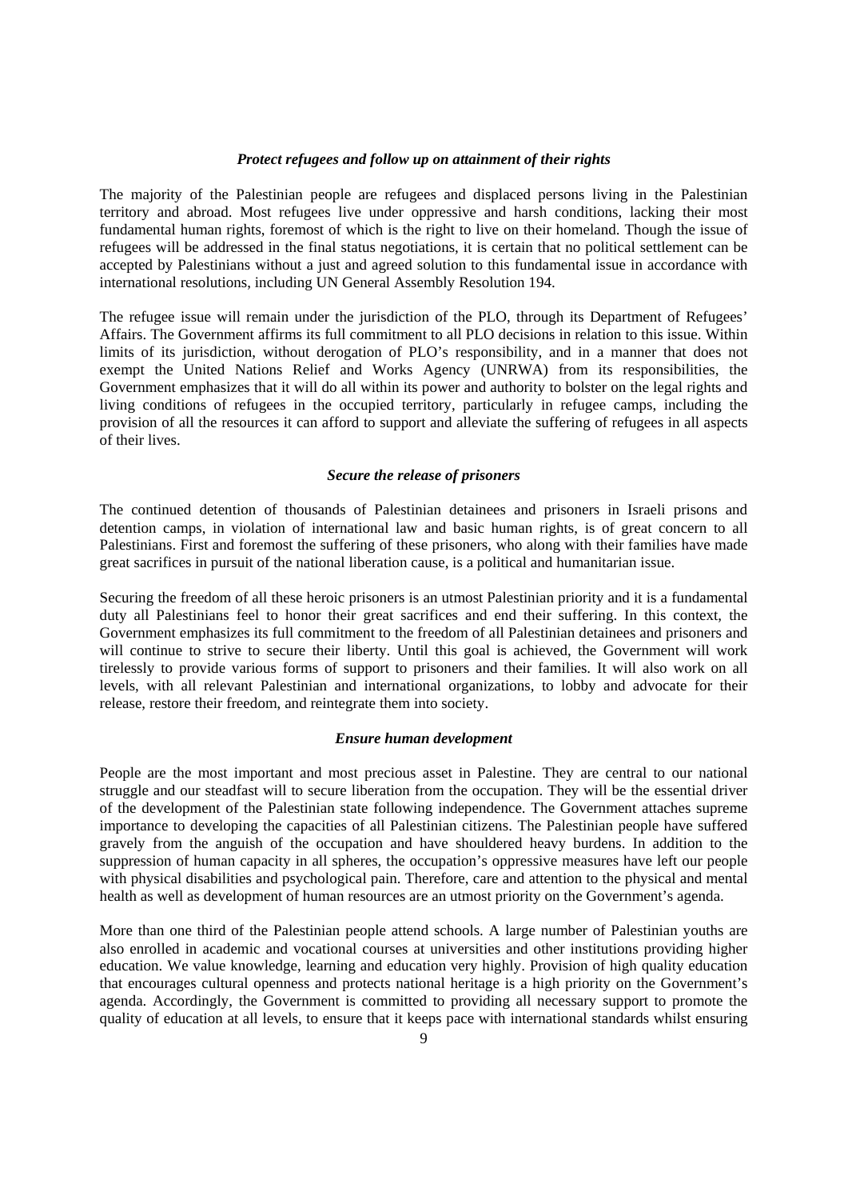### *Protect refugees and follow up on attainment of their rights*

The majority of the Palestinian people are refugees and displaced persons living in the Palestinian territory and abroad. Most refugees live under oppressive and harsh conditions, lacking their most fundamental human rights, foremost of which is the right to live on their homeland. Though the issue of refugees will be addressed in the final status negotiations, it is certain that no political settlement can be accepted by Palestinians without a just and agreed solution to this fundamental issue in accordance with international resolutions, including UN General Assembly Resolution 194.

The refugee issue will remain under the jurisdiction of the PLO, through its Department of Refugees' Affairs. The Government affirms its full commitment to all PLO decisions in relation to this issue. Within limits of its jurisdiction, without derogation of PLO's responsibility, and in a manner that does not exempt the United Nations Relief and Works Agency (UNRWA) from its responsibilities, the Government emphasizes that it will do all within its power and authority to bolster on the legal rights and living conditions of refugees in the occupied territory, particularly in refugee camps, including the provision of all the resources it can afford to support and alleviate the suffering of refugees in all aspects of their lives.

### *Secure the release of prisoners*

The continued detention of thousands of Palestinian detainees and prisoners in Israeli prisons and detention camps, in violation of international law and basic human rights, is of great concern to all Palestinians. First and foremost the suffering of these prisoners, who along with their families have made great sacrifices in pursuit of the national liberation cause, is a political and humanitarian issue.

Securing the freedom of all these heroic prisoners is an utmost Palestinian priority and it is a fundamental duty all Palestinians feel to honor their great sacrifices and end their suffering. In this context, the Government emphasizes its full commitment to the freedom of all Palestinian detainees and prisoners and will continue to strive to secure their liberty. Until this goal is achieved, the Government will work tirelessly to provide various forms of support to prisoners and their families. It will also work on all levels, with all relevant Palestinian and international organizations, to lobby and advocate for their release, restore their freedom, and reintegrate them into society.

### *Ensure human development*

People are the most important and most precious asset in Palestine. They are central to our national struggle and our steadfast will to secure liberation from the occupation. They will be the essential driver of the development of the Palestinian state following independence. The Government attaches supreme importance to developing the capacities of all Palestinian citizens. The Palestinian people have suffered gravely from the anguish of the occupation and have shouldered heavy burdens. In addition to the suppression of human capacity in all spheres, the occupation's oppressive measures have left our people with physical disabilities and psychological pain. Therefore, care and attention to the physical and mental health as well as development of human resources are an utmost priority on the Government's agenda.

More than one third of the Palestinian people attend schools. A large number of Palestinian youths are also enrolled in academic and vocational courses at universities and other institutions providing higher education. We value knowledge, learning and education very highly. Provision of high quality education that encourages cultural openness and protects national heritage is a high priority on the Government's agenda. Accordingly, the Government is committed to providing all necessary support to promote the quality of education at all levels, to ensure that it keeps pace with international standards whilst ensuring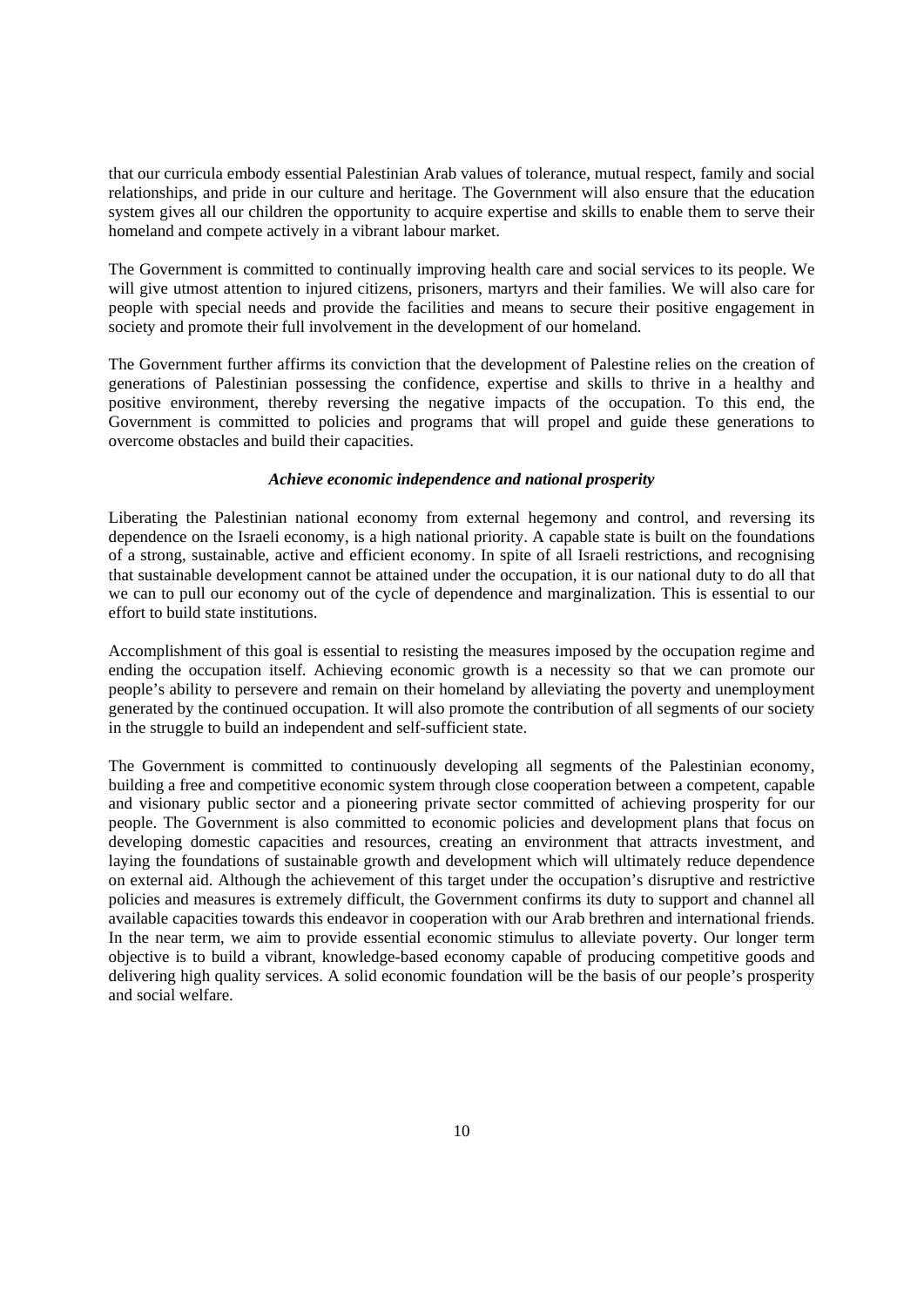that our curricula embody essential Palestinian Arab values of tolerance, mutual respect, family and social relationships, and pride in our culture and heritage. The Government will also ensure that the education system gives all our children the opportunity to acquire expertise and skills to enable them to serve their homeland and compete actively in a vibrant labour market.

The Government is committed to continually improving health care and social services to its people. We will give utmost attention to injured citizens, prisoners, martyrs and their families. We will also care for people with special needs and provide the facilities and means to secure their positive engagement in society and promote their full involvement in the development of our homeland.

The Government further affirms its conviction that the development of Palestine relies on the creation of generations of Palestinian possessing the confidence, expertise and skills to thrive in a healthy and positive environment, thereby reversing the negative impacts of the occupation. To this end, the Government is committed to policies and programs that will propel and guide these generations to overcome obstacles and build their capacities.

***Achieve economic independence and national prosperity***

Liberating the Palestinian national economy from external hegemony and control, and reversing its dependence on the Israeli economy, is a high national priority. A capable state is built on the foundations of a strong, sustainable, active and efficient economy. In spite of all Israeli restrictions, and recognising that sustainable development cannot be attained under the occupation, it is our national duty to do all that we can to pull our economy out of the cycle of dependence and marginalization. This is essential to our effort to build state institutions.

Accomplishment of this goal is essential to resisting the measures imposed by the occupation regime and ending the occupation itself. Achieving economic growth is a necessity so that we can promote our people's ability to persevere and remain on their homeland by alleviating the poverty and unemployment generated by the continued occupation. It will also promote the contribution of all segments of our society in the struggle to build an independent and self-sufficient state.

The Government is committed to continuously developing all segments of the Palestinian economy, building a free and competitive economic system through close cooperation between a competent, capable and visionary public sector and a pioneering private sector committed of achieving prosperity for our people. The Government is also committed to economic policies and development plans that focus on developing domestic capacities and resources, creating an environment that attracts investment, and laying the foundations of sustainable growth and development which will ultimately reduce dependence on external aid. Although the achievement of this target under the occupation's disruptive and restrictive policies and measures is extremely difficult, the Government confirms its duty to support and channel all available capacities towards this endeavor in cooperation with our Arab brethren and international friends. In the near term, we aim to provide essential economic stimulus to alleviate poverty. Our longer term objective is to build a vibrant, knowledge-based economy capable of producing competitive goods and delivering high quality services. A solid economic foundation will be the basis of our people's prosperity and social welfare.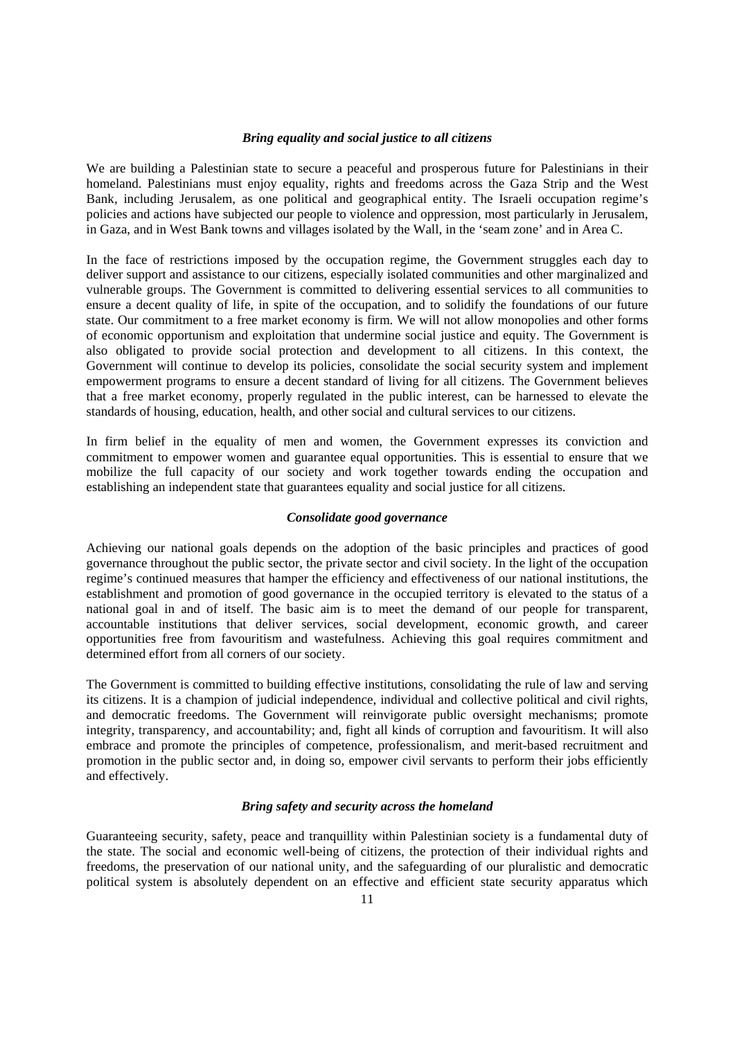### *Bring equality and social justice to all citizens*

We are building a Palestinian state to secure a peaceful and prosperous future for Palestinians in their homeland. Palestinians must enjoy equality, rights and freedoms across the Gaza Strip and the West Bank, including Jerusalem, as one political and geographical entity. The Israeli occupation regime's policies and actions have subjected our people to violence and oppression, most particularly in Jerusalem, in Gaza, and in West Bank towns and villages isolated by the Wall, in the 'seam zone' and in Area C.

In the face of restrictions imposed by the occupation regime, the Government struggles each day to deliver support and assistance to our citizens, especially isolated communities and other marginalized and vulnerable groups. The Government is committed to delivering essential services to all communities to ensure a decent quality of life, in spite of the occupation, and to solidify the foundations of our future state. Our commitment to a free market economy is firm. We will not allow monopolies and other forms of economic opportunism and exploitation that undermine social justice and equity. The Government is also obligated to provide social protection and development to all citizens. In this context, the Government will continue to develop its policies, consolidate the social security system and implement empowerment programs to ensure a decent standard of living for all citizens. The Government believes that a free market economy, properly regulated in the public interest, can be harnessed to elevate the standards of housing, education, health, and other social and cultural services to our citizens.

In firm belief in the equality of men and women, the Government expresses its conviction and commitment to empower women and guarantee equal opportunities. This is essential to ensure that we mobilize the full capacity of our society and work together towards ending the occupation and establishing an independent state that guarantees equality and social justice for all citizens.

### *Consolidate good governance*

Achieving our national goals depends on the adoption of the basic principles and practices of good governance throughout the public sector, the private sector and civil society. In the light of the occupation regime's continued measures that hamper the efficiency and effectiveness of our national institutions, the establishment and promotion of good governance in the occupied territory is elevated to the status of a national goal in and of itself. The basic aim is to meet the demand of our people for transparent, accountable institutions that deliver services, social development, economic growth, and career opportunities free from favouritism and wastefulness. Achieving this goal requires commitment and determined effort from all corners of our society.

The Government is committed to building effective institutions, consolidating the rule of law and serving its citizens. It is a champion of judicial independence, individual and collective political and civil rights, and democratic freedoms. The Government will reinvigorate public oversight mechanisms; promote integrity, transparency, and accountability; and, fight all kinds of corruption and favouritism. It will also embrace and promote the principles of competence, professionalism, and merit-based recruitment and promotion in the public sector and, in doing so, empower civil servants to perform their jobs efficiently and effectively.

### *Bring safety and security across the homeland*

Guaranteeing security, safety, peace and tranquillity within Palestinian society is a fundamental duty of the state. The social and economic well-being of citizens, the protection of their individual rights and freedoms, the preservation of our national unity, and the safeguarding of our pluralistic and democratic political system is absolutely dependent on an effective and efficient state security apparatus which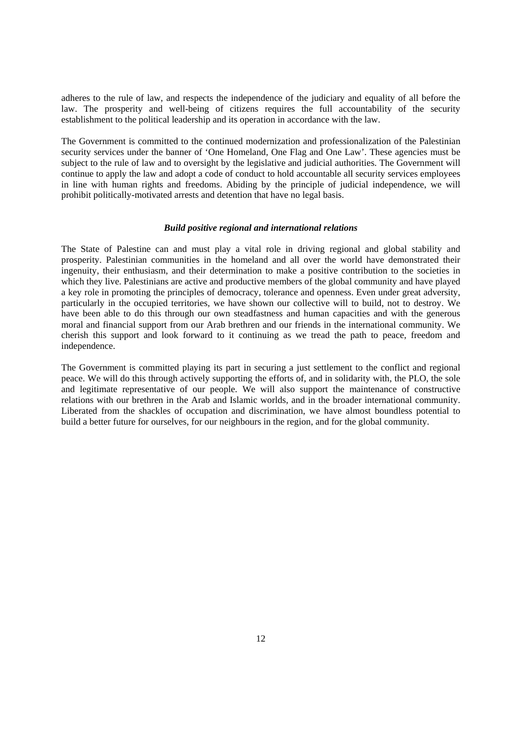adheres to the rule of law, and respects the independence of the judiciary and equality of all before the law. The prosperity and well-being of citizens requires the full accountability of the security establishment to the political leadership and its operation in accordance with the law.

The Government is committed to the continued modernization and professionalization of the Palestinian security services under the banner of 'One Homeland, One Flag and One Law'. These agencies must be subject to the rule of law and to oversight by the legislative and judicial authorities. The Government will continue to apply the law and adopt a code of conduct to hold accountable all security services employees in line with human rights and freedoms. Abiding by the principle of judicial independence, we will prohibit politically-motivated arrests and detention that have no legal basis.

### *Build positive regional and international relations*

The State of Palestine can and must play a vital role in driving regional and global stability and prosperity. Palestinian communities in the homeland and all over the world have demonstrated their ingenuity, their enthusiasm, and their determination to make a positive contribution to the societies in which they live. Palestinians are active and productive members of the global community and have played a key role in promoting the principles of democracy, tolerance and openness. Even under great adversity, particularly in the occupied territories, we have shown our collective will to build, not to destroy. We have been able to do this through our own steadfastness and human capacities and with the generous moral and financial support from our Arab brethren and our friends in the international community. We cherish this support and look forward to it continuing as we tread the path to peace, freedom and independence.

The Government is committed playing its part in securing a just settlement to the conflict and regional peace. We will do this through actively supporting the efforts of, and in solidarity with, the PLO, the sole and legitimate representative of our people. We will also support the maintenance of constructive relations with our brethren in the Arab and Islamic worlds, and in the broader international community. Liberated from the shackles of occupation and discrimination, we have almost boundless potential to build a better future for ourselves, for our neighbours in the region, and for the global community.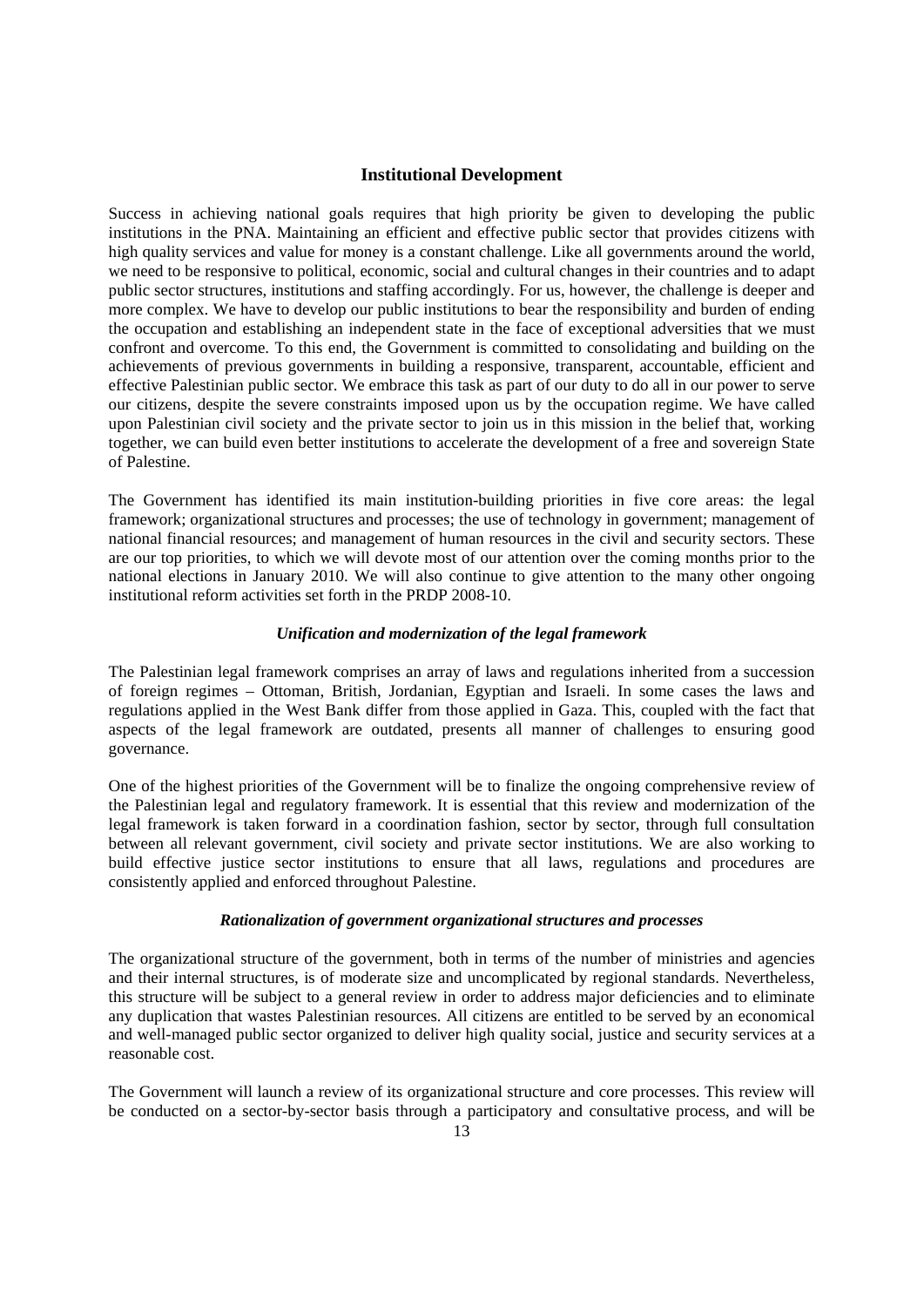## Institutional Development

Success in achieving national goals requires that high priority be given to developing the public institutions in the PNA. Maintaining an efficient and effective public sector that provides citizens with high quality services and value for money is a constant challenge. Like all governments around the world, we need to be responsive to political, economic, social and cultural changes in their countries and to adapt public sector structures, institutions and staffing accordingly. For us, however, the challenge is deeper and more complex. We have to develop our public institutions to bear the responsibility and burden of ending the occupation and establishing an independent state in the face of exceptional adversities that we must confront and overcome. To this end, the Government is committed to consolidating and building on the achievements of previous governments in building a responsive, transparent, accountable, efficient and effective Palestinian public sector. We embrace this task as part of our duty to do all in our power to serve our citizens, despite the severe constraints imposed upon us by the occupation regime. We have called upon Palestinian civil society and the private sector to join us in this mission in the belief that, working together, we can build even better institutions to accelerate the development of a free and sovereign State of Palestine.

The Government has identified its main institution-building priorities in five core areas: the legal framework; organizational structures and processes; the use of technology in government; management of national financial resources; and management of human resources in the civil and security sectors. These are our top priorities, to which we will devote most of our attention over the coming months prior to the national elections in January 2010. We will also continue to give attention to the many other ongoing institutional reform activities set forth in the PRDP 2008-10.

### *Unification and modernization of the legal framework*

The Palestinian legal framework comprises an array of laws and regulations inherited from a succession of foreign regimes – Ottoman, British, Jordanian, Egyptian and Israeli. In some cases the laws and regulations applied in the West Bank differ from those applied in Gaza. This, coupled with the fact that aspects of the legal framework are outdated, presents all manner of challenges to ensuring good governance.

One of the highest priorities of the Government will be to finalize the ongoing comprehensive review of the Palestinian legal and regulatory framework. It is essential that this review and modernization of the legal framework is taken forward in a coordination fashion, sector by sector, through full consultation between all relevant government, civil society and private sector institutions. We are also working to build effective justice sector institutions to ensure that all laws, regulations and procedures are consistently applied and enforced throughout Palestine.

### *Rationalization of government organizational structures and processes*

The organizational structure of the government, both in terms of the number of ministries and agencies and their internal structures, is of moderate size and uncomplicated by regional standards. Nevertheless, this structure will be subject to a general review in order to address major deficiencies and to eliminate any duplication that wastes Palestinian resources. All citizens are entitled to be served by an economical and well-managed public sector organized to deliver high quality social, justice and security services at a reasonable cost.

The Government will launch a review of its organizational structure and core processes. This review will be conducted on a sector-by-sector basis through a participatory and consultative process, and will be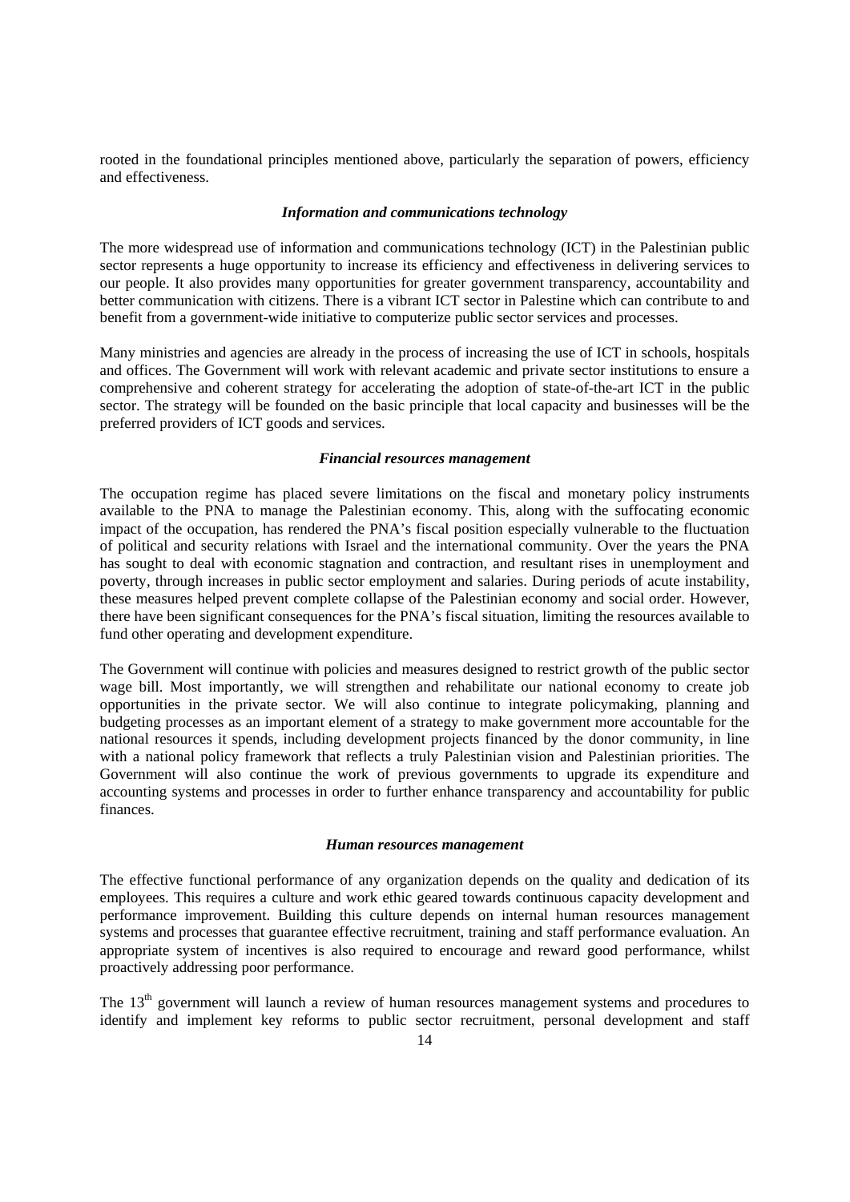rooted in the foundational principles mentioned above, particularly the separation of powers, efficiency and effectiveness.

### *Information and communications technology*

The more widespread use of information and communications technology (ICT) in the Palestinian public sector represents a huge opportunity to increase its efficiency and effectiveness in delivering services to our people. It also provides many opportunities for greater government transparency, accountability and better communication with citizens. There is a vibrant ICT sector in Palestine which can contribute to and benefit from a government-wide initiative to computerize public sector services and processes.

Many ministries and agencies are already in the process of increasing the use of ICT in schools, hospitals and offices. The Government will work with relevant academic and private sector institutions to ensure a comprehensive and coherent strategy for accelerating the adoption of state-of-the-art ICT in the public sector. The strategy will be founded on the basic principle that local capacity and businesses will be the preferred providers of ICT goods and services.

### *Financial resources management*

The occupation regime has placed severe limitations on the fiscal and monetary policy instruments available to the PNA to manage the Palestinian economy. This, along with the suffocating economic impact of the occupation, has rendered the PNA's fiscal position especially vulnerable to the fluctuation of political and security relations with Israel and the international community. Over the years the PNA has sought to deal with economic stagnation and contraction, and resultant rises in unemployment and poverty, through increases in public sector employment and salaries. During periods of acute instability, these measures helped prevent complete collapse of the Palestinian economy and social order. However, there have been significant consequences for the PNA's fiscal situation, limiting the resources available to fund other operating and development expenditure.

The Government will continue with policies and measures designed to restrict growth of the public sector wage bill. Most importantly, we will strengthen and rehabilitate our national economy to create job opportunities in the private sector. We will also continue to integrate policymaking, planning and budgeting processes as an important element of a strategy to make government more accountable for the national resources it spends, including development projects financed by the donor community, in line with a national policy framework that reflects a truly Palestinian vision and Palestinian priorities. The Government will also continue the work of previous governments to upgrade its expenditure and accounting systems and processes in order to further enhance transparency and accountability for public finances.

### *Human resources management*

The effective functional performance of any organization depends on the quality and dedication of its employees. This requires a culture and work ethic geared towards continuous capacity development and performance improvement. Building this culture depends on internal human resources management systems and processes that guarantee effective recruitment, training and staff performance evaluation. An appropriate system of incentives is also required to encourage and reward good performance, whilst proactively addressing poor performance.

The 13th government will launch a review of human resources management systems and procedures to identify and implement key reforms to public sector recruitment, personal development and staff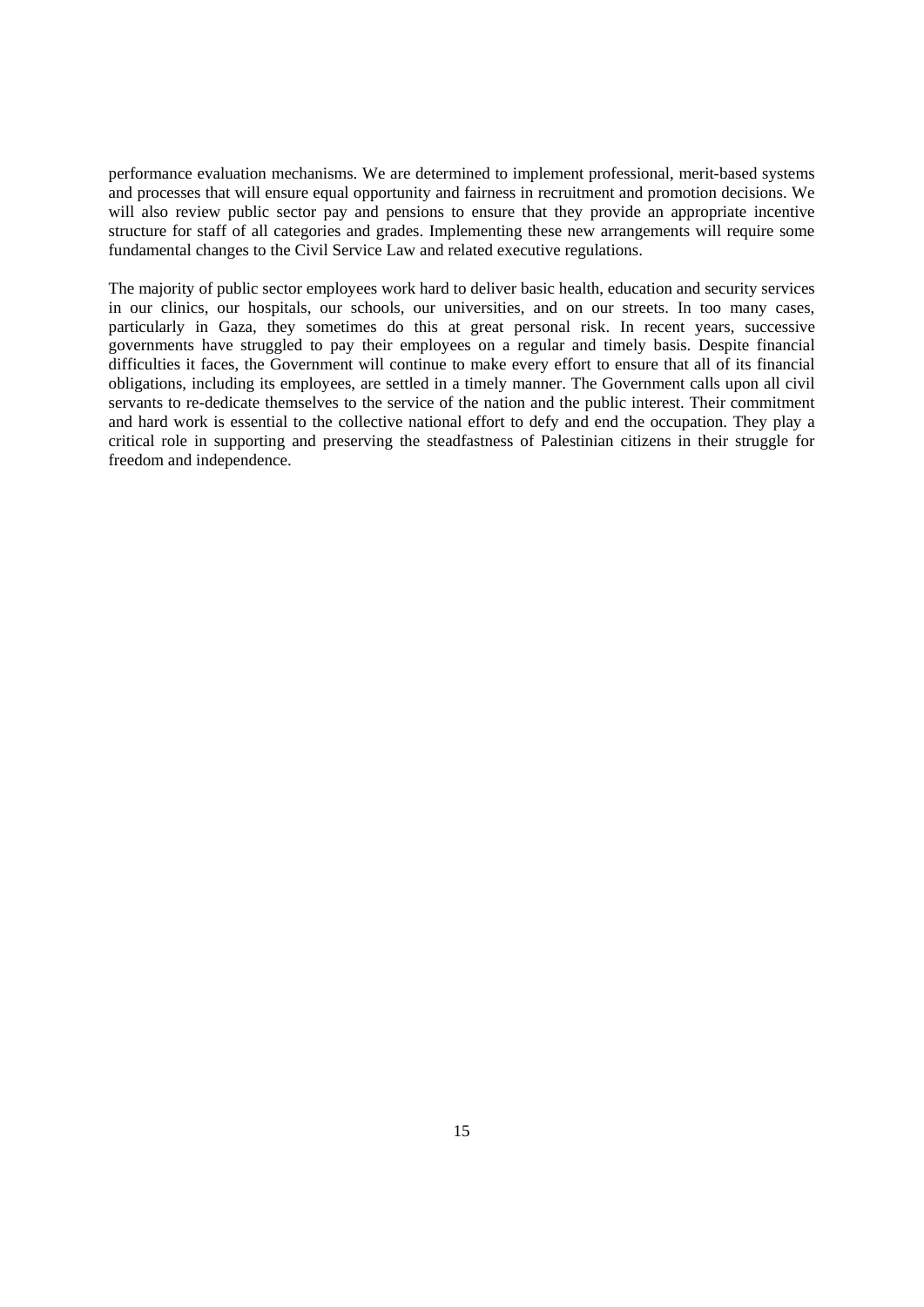performance evaluation mechanisms. We are determined to implement professional, merit-based systems and processes that will ensure equal opportunity and fairness in recruitment and promotion decisions. We will also review public sector pay and pensions to ensure that they provide an appropriate incentive structure for staff of all categories and grades. Implementing these new arrangements will require some fundamental changes to the Civil Service Law and related executive regulations.

The majority of public sector employees work hard to deliver basic health, education and security services in our clinics, our hospitals, our schools, our universities, and on our streets. In too many cases, particularly in Gaza, they sometimes do this at great personal risk. In recent years, successive governments have struggled to pay their employees on a regular and timely basis. Despite financial difficulties it faces, the Government will continue to make every effort to ensure that all of its financial obligations, including its employees, are settled in a timely manner. The Government calls upon all civil servants to re-dedicate themselves to the service of the nation and the public interest. Their commitment and hard work is essential to the collective national effort to defy and end the occupation. They play a critical role in supporting and preserving the steadfastness of Palestinian citizens in their struggle for freedom and independence.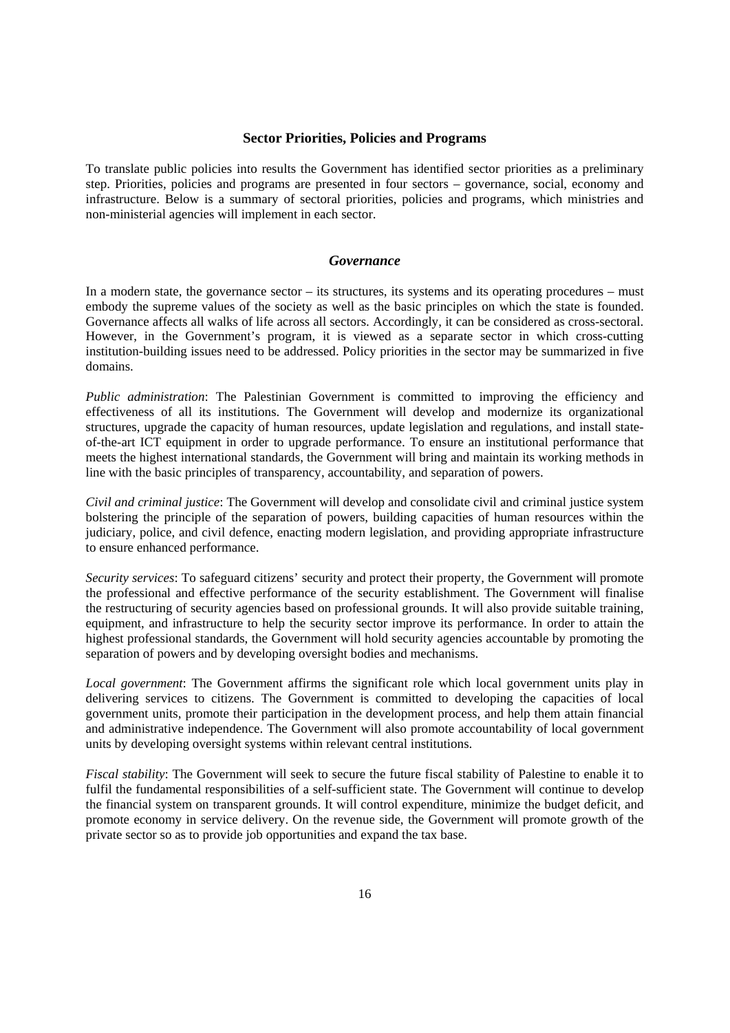## Sector Priorities, Policies and Programs

To translate public policies into results the Government has identified sector priorities as a preliminary step. Priorities, policies and programs are presented in four sectors – governance, social, economy and infrastructure. Below is a summary of sectoral priorities, policies and programs, which ministries and non-ministerial agencies will implement in each sector.

### *Governance*

In a modern state, the governance sector – its structures, its systems and its operating procedures – must embody the supreme values of the society as well as the basic principles on which the state is founded. Governance affects all walks of life across all sectors. Accordingly, it can be considered as cross-sectoral. However, in the Government's program, it is viewed as a separate sector in which cross-cutting institution-building issues need to be addressed. Policy priorities in the sector may be summarized in five domains.

*Public administration*: The Palestinian Government is committed to improving the efficiency and effectiveness of all its institutions. The Government will develop and modernize its organizational structures, upgrade the capacity of human resources, update legislation and regulations, and install state-of-the-art ICT equipment in order to upgrade performance. To ensure an institutional performance that meets the highest international standards, the Government will bring and maintain its working methods in line with the basic principles of transparency, accountability, and separation of powers.

*Civil and criminal justice*: The Government will develop and consolidate civil and criminal justice system bolstering the principle of the separation of powers, building capacities of human resources within the judiciary, police, and civil defence, enacting modern legislation, and providing appropriate infrastructure to ensure enhanced performance.

*Security services*: To safeguard citizens' security and protect their property, the Government will promote the professional and effective performance of the security establishment. The Government will finalise the restructuring of security agencies based on professional grounds. It will also provide suitable training, equipment, and infrastructure to help the security sector improve its performance. In order to attain the highest professional standards, the Government will hold security agencies accountable by promoting the separation of powers and by developing oversight bodies and mechanisms.

*Local government*: The Government affirms the significant role which local government units play in delivering services to citizens. The Government is committed to developing the capacities of local government units, promote their participation in the development process, and help them attain financial and administrative independence. The Government will also promote accountability of local government units by developing oversight systems within relevant central institutions.

*Fiscal stability*: The Government will seek to secure the future fiscal stability of Palestine to enable it to fulfil the fundamental responsibilities of a self-sufficient state. The Government will continue to develop the financial system on transparent grounds. It will control expenditure, minimize the budget deficit, and promote economy in service delivery. On the revenue side, the Government will promote growth of the private sector so as to provide job opportunities and expand the tax base.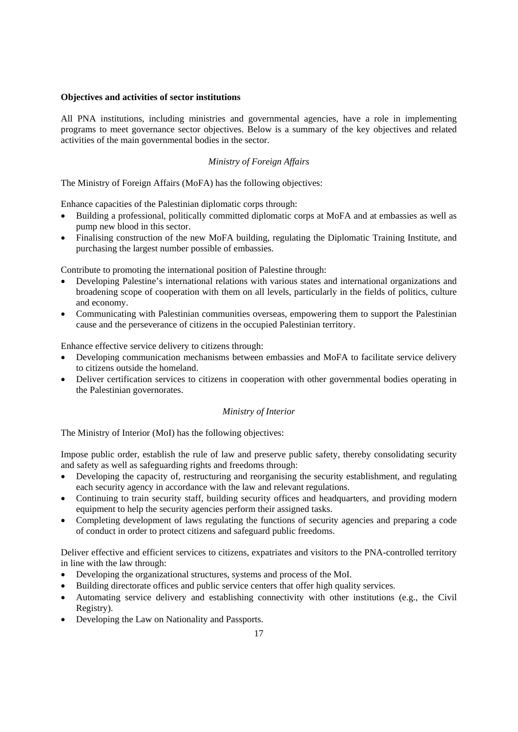**Objectives and activities of sector institutions**

All PNA institutions, including ministries and governmental agencies, have a role in implementing programs to meet governance sector objectives. Below is a summary of the key objectives and related activities of the main governmental bodies in the sector.

*Ministry of Foreign Affairs*

The Ministry of Foreign Affairs (MoFA) has the following objectives:

Enhance capacities of the Palestinian diplomatic corps through:

- Building a professional, politically committed diplomatic corps at MoFA and at embassies as well as pump new blood in this sector.
- Finalising construction of the new MoFA building, regulating the Diplomatic Training Institute, and purchasing the largest number possible of embassies.

Contribute to promoting the international position of Palestine through:

- Developing Palestine's international relations with various states and international organizations and broadening scope of cooperation with them on all levels, particularly in the fields of politics, culture and economy.
- Communicating with Palestinian communities overseas, empowering them to support the Palestinian cause and the perseverance of citizens in the occupied Palestinian territory.

Enhance effective service delivery to citizens through:

- Developing communication mechanisms between embassies and MoFA to facilitate service delivery to citizens outside the homeland.
- Deliver certification services to citizens in cooperation with other governmental bodies operating in the Palestinian governorates.

*Ministry of Interior*

The Ministry of Interior (MoI) has the following objectives:

Impose public order, establish the rule of law and preserve public safety, thereby consolidating security and safety as well as safeguarding rights and freedoms through:

- Developing the capacity of, restructuring and reorganising the security establishment, and regulating each security agency in accordance with the law and relevant regulations.
- Continuing to train security staff, building security offices and headquarters, and providing modern equipment to help the security agencies perform their assigned tasks.
- Completing development of laws regulating the functions of security agencies and preparing a code of conduct in order to protect citizens and safeguard public freedoms.

Deliver effective and efficient services to citizens, expatriates and visitors to the PNA-controlled territory in line with the law through:

- Developing the organizational structures, systems and process of the MoI.
- Building directorate offices and public service centers that offer high quality services.
- Automating service delivery and establishing connectivity with other institutions (e.g., the Civil Registry).
- Developing the Law on Nationality and Passports.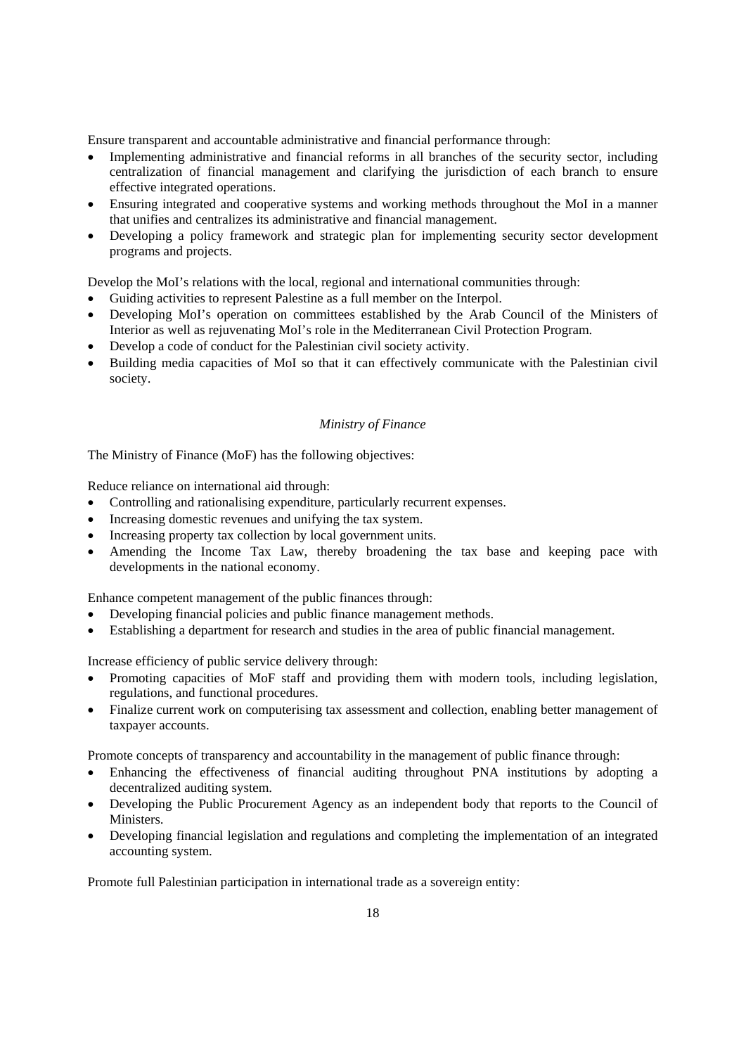Ensure transparent and accountable administrative and financial performance through:

- Implementing administrative and financial reforms in all branches of the security sector, including centralization of financial management and clarifying the jurisdiction of each branch to ensure effective integrated operations.
- Ensuring integrated and cooperative systems and working methods throughout the MoI in a manner that unifies and centralizes its administrative and financial management.
- Developing a policy framework and strategic plan for implementing security sector development programs and projects.

Develop the MoI's relations with the local, regional and international communities through:

- Guiding activities to represent Palestine as a full member on the Interpol.
- Developing MoI's operation on committees established by the Arab Council of the Ministers of Interior as well as rejuvenating MoI's role in the Mediterranean Civil Protection Program.
- Develop a code of conduct for the Palestinian civil society activity.
- Building media capacities of MoI so that it can effectively communicate with the Palestinian civil society.

*Ministry of Finance*

The Ministry of Finance (MoF) has the following objectives:

Reduce reliance on international aid through:

- Controlling and rationalising expenditure, particularly recurrent expenses.
- Increasing domestic revenues and unifying the tax system.
- Increasing property tax collection by local government units.
- Amending the Income Tax Law, thereby broadening the tax base and keeping pace with developments in the national economy.

Enhance competent management of the public finances through:

- Developing financial policies and public finance management methods.
- Establishing a department for research and studies in the area of public financial management.

Increase efficiency of public service delivery through:

- Promoting capacities of MoF staff and providing them with modern tools, including legislation, regulations, and functional procedures.
- Finalize current work on computerising tax assessment and collection, enabling better management of taxpayer accounts.

Promote concepts of transparency and accountability in the management of public finance through:

- Enhancing the effectiveness of financial auditing throughout PNA institutions by adopting a decentralized auditing system.
- Developing the Public Procurement Agency as an independent body that reports to the Council of Ministers.
- Developing financial legislation and regulations and completing the implementation of an integrated accounting system.

Promote full Palestinian participation in international trade as a sovereign entity: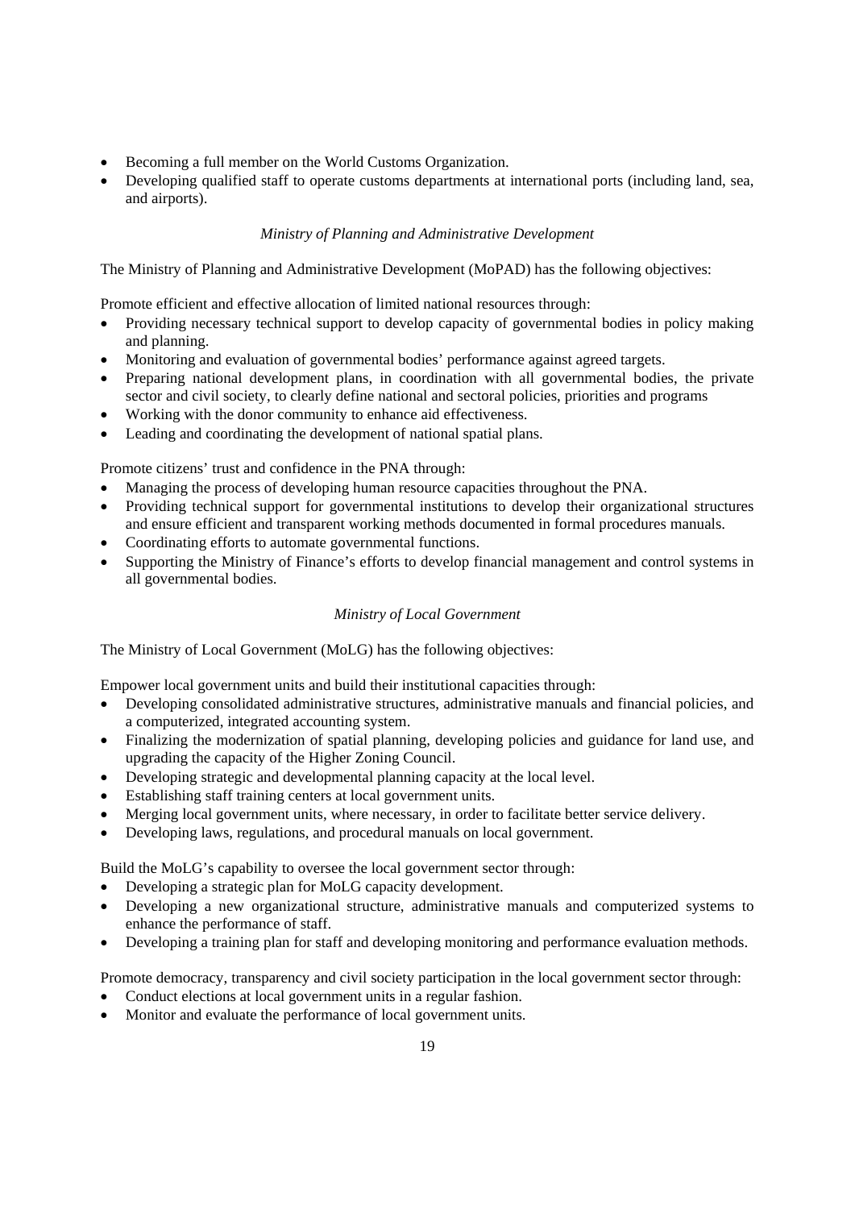- Becoming a full member on the World Customs Organization.
- Developing qualified staff to operate customs departments at international ports (including land, sea, and airports).

*Ministry of Planning and Administrative Development*

The Ministry of Planning and Administrative Development (MoPAD) has the following objectives:

Promote efficient and effective allocation of limited national resources through:

- Providing necessary technical support to develop capacity of governmental bodies in policy making and planning.
- Monitoring and evaluation of governmental bodies' performance against agreed targets.
- Preparing national development plans, in coordination with all governmental bodies, the private sector and civil society, to clearly define national and sectoral policies, priorities and programs
- Working with the donor community to enhance aid effectiveness.
- Leading and coordinating the development of national spatial plans.

Promote citizens' trust and confidence in the PNA through:

- Managing the process of developing human resource capacities throughout the PNA.
- Providing technical support for governmental institutions to develop their organizational structures and ensure efficient and transparent working methods documented in formal procedures manuals.
- Coordinating efforts to automate governmental functions.
- Supporting the Ministry of Finance's efforts to develop financial management and control systems in all governmental bodies.

*Ministry of Local Government*

The Ministry of Local Government (MoLG) has the following objectives:

Empower local government units and build their institutional capacities through:

- Developing consolidated administrative structures, administrative manuals and financial policies, and a computerized, integrated accounting system.
- Finalizing the modernization of spatial planning, developing policies and guidance for land use, and upgrading the capacity of the Higher Zoning Council.
- Developing strategic and developmental planning capacity at the local level.
- Establishing staff training centers at local government units.
- Merging local government units, where necessary, in order to facilitate better service delivery.
- Developing laws, regulations, and procedural manuals on local government.

Build the MoLG's capability to oversee the local government sector through:

- Developing a strategic plan for MoLG capacity development.
- Developing a new organizational structure, administrative manuals and computerized systems to enhance the performance of staff.
- Developing a training plan for staff and developing monitoring and performance evaluation methods.

Promote democracy, transparency and civil society participation in the local government sector through:

- Conduct elections at local government units in a regular fashion.
- Monitor and evaluate the performance of local government units.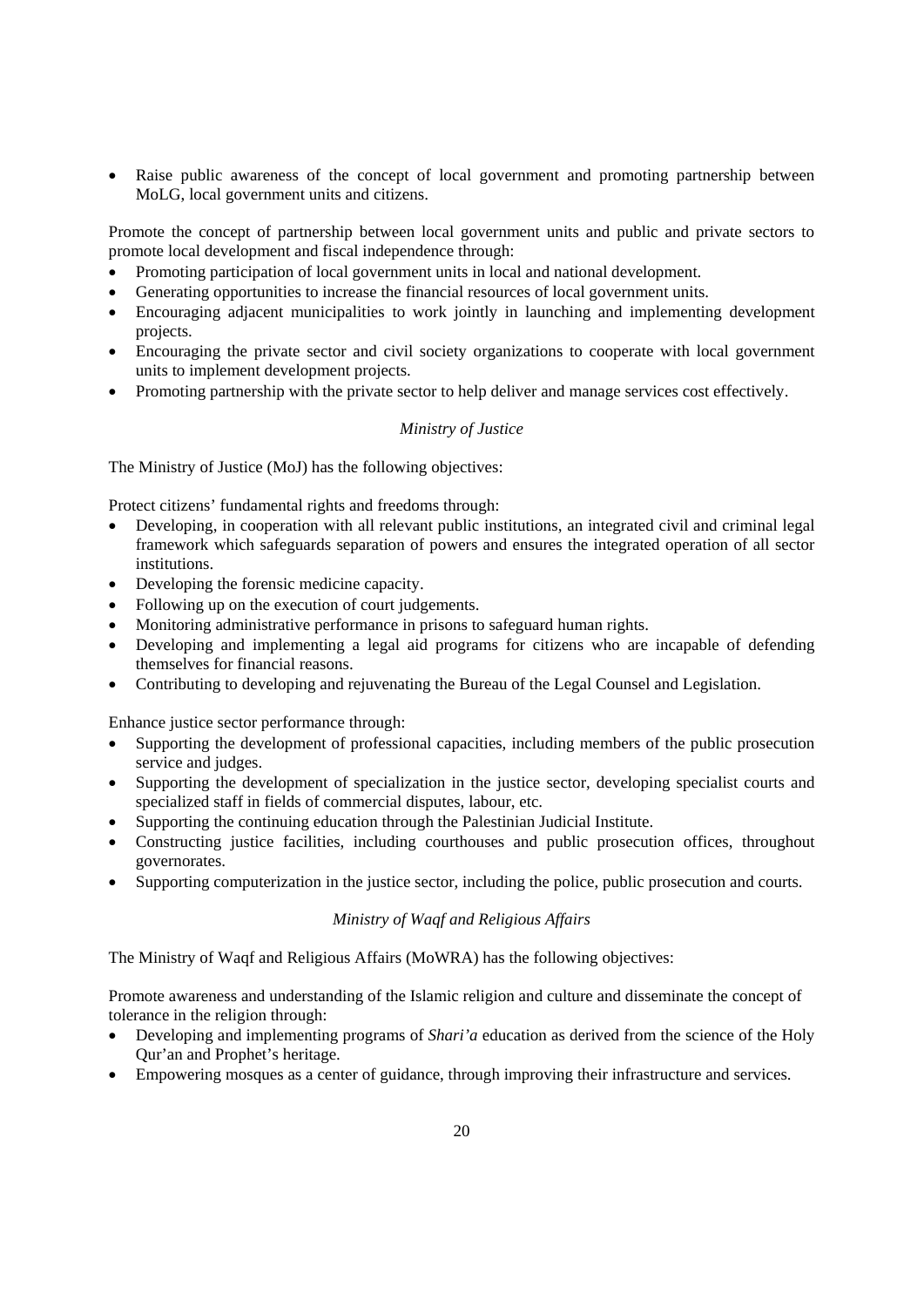- Raise public awareness of the concept of local government and promoting partnership between MoLG, local government units and citizens.

Promote the concept of partnership between local government units and public and private sectors to promote local development and fiscal independence through:

- Promoting participation of local government units in local and national development.
- Generating opportunities to increase the financial resources of local government units.
- Encouraging adjacent municipalities to work jointly in launching and implementing development projects.
- Encouraging the private sector and civil society organizations to cooperate with local government units to implement development projects.
- Promoting partnership with the private sector to help deliver and manage services cost effectively.

*Ministry of Justice*

The Ministry of Justice (MoJ) has the following objectives:

Protect citizens' fundamental rights and freedoms through:

- Developing, in cooperation with all relevant public institutions, an integrated civil and criminal legal framework which safeguards separation of powers and ensures the integrated operation of all sector institutions.
- Developing the forensic medicine capacity.
- Following up on the execution of court judgements.
- Monitoring administrative performance in prisons to safeguard human rights.
- Developing and implementing a legal aid programs for citizens who are incapable of defending themselves for financial reasons.
- Contributing to developing and rejuvenating the Bureau of the Legal Counsel and Legislation.

Enhance justice sector performance through:

- Supporting the development of professional capacities, including members of the public prosecution service and judges.
- Supporting the development of specialization in the justice sector, developing specialist courts and specialized staff in fields of commercial disputes, labour, etc.
- Supporting the continuing education through the Palestinian Judicial Institute.
- Constructing justice facilities, including courthouses and public prosecution offices, throughout governorates.
- Supporting computerization in the justice sector, including the police, public prosecution and courts.

*Ministry of Waqf and Religious Affairs*

The Ministry of Waqf and Religious Affairs (MoWRA) has the following objectives:

Promote awareness and understanding of the Islamic religion and culture and disseminate the concept of tolerance in the religion through:

- Developing and implementing programs of *Shari'a* education as derived from the science of the Holy Qur'an and Prophet's heritage.
- Empowering mosques as a center of guidance, through improving their infrastructure and services.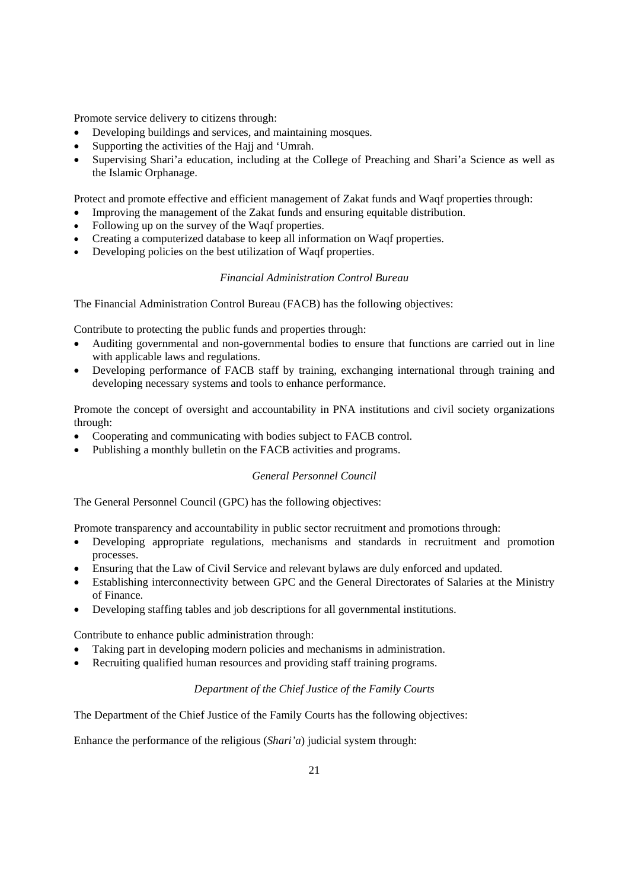Promote service delivery to citizens through:

- Developing buildings and services, and maintaining mosques.
- Supporting the activities of the Hajj and 'Umrah.
- Supervising Shari'a education, including at the College of Preaching and Shari'a Science as well as the Islamic Orphanage.

Protect and promote effective and efficient management of Zakat funds and Waqf properties through:

- Improving the management of the Zakat funds and ensuring equitable distribution.
- Following up on the survey of the Waqf properties.
- Creating a computerized database to keep all information on Waqf properties.
- Developing policies on the best utilization of Waqf properties.

*Financial Administration Control Bureau*

The Financial Administration Control Bureau (FACB) has the following objectives:

Contribute to protecting the public funds and properties through:

- Auditing governmental and non-governmental bodies to ensure that functions are carried out in line with applicable laws and regulations.
- Developing performance of FACB staff by training, exchanging international through training and developing necessary systems and tools to enhance performance.

Promote the concept of oversight and accountability in PNA institutions and civil society organizations through:

- Cooperating and communicating with bodies subject to FACB control.
- Publishing a monthly bulletin on the FACB activities and programs.

*General Personnel Council*

The General Personnel Council (GPC) has the following objectives:

Promote transparency and accountability in public sector recruitment and promotions through:

- Developing appropriate regulations, mechanisms and standards in recruitment and promotion processes.
- Ensuring that the Law of Civil Service and relevant bylaws are duly enforced and updated.
- Establishing interconnectivity between GPC and the General Directorates of Salaries at the Ministry of Finance.
- Developing staffing tables and job descriptions for all governmental institutions.

Contribute to enhance public administration through:

- Taking part in developing modern policies and mechanisms in administration.
- Recruiting qualified human resources and providing staff training programs.

*Department of the Chief Justice of the Family Courts*

The Department of the Chief Justice of the Family Courts has the following objectives:

Enhance the performance of the religious (*Shari'a*) judicial system through: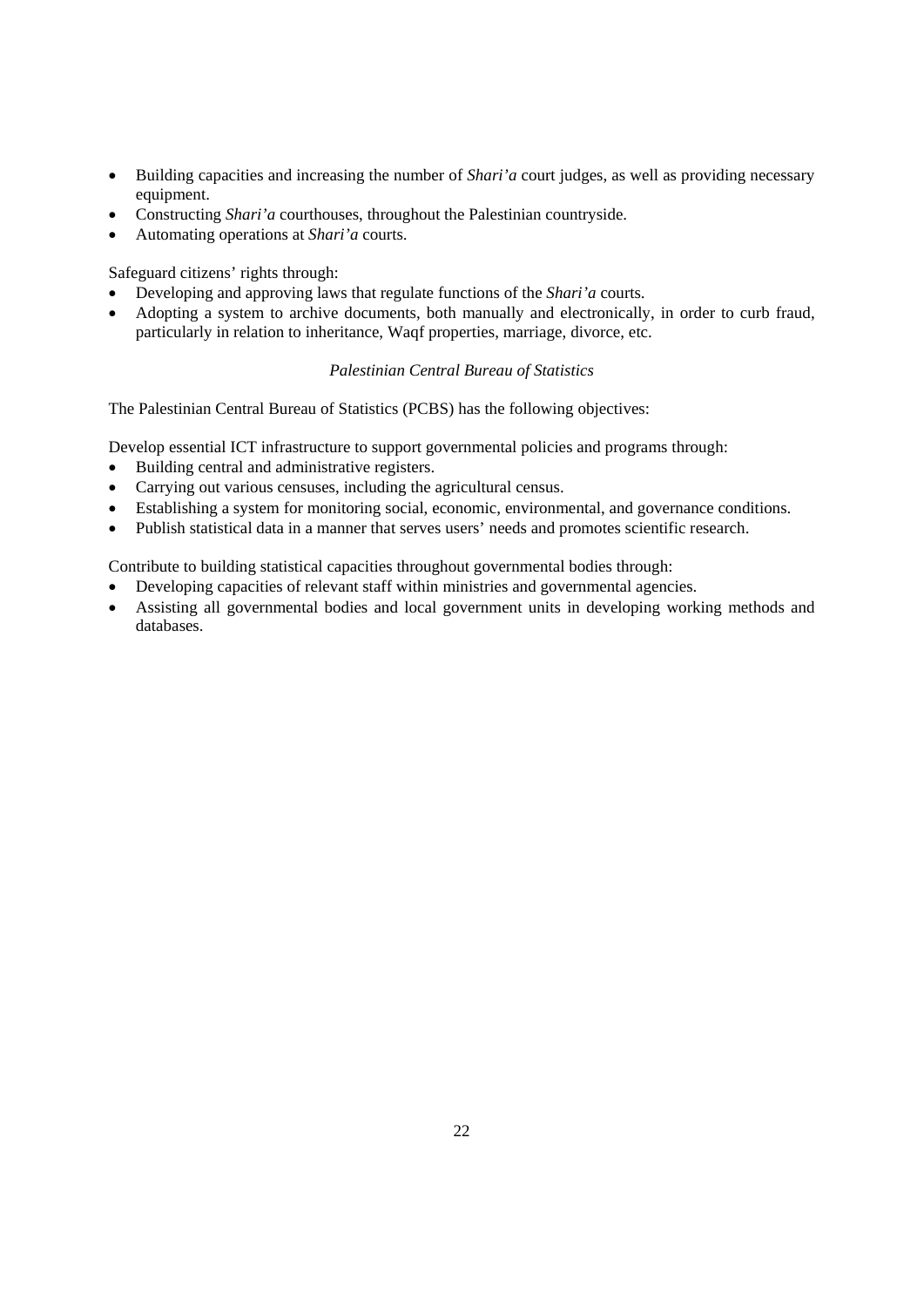- Building capacities and increasing the number of *Shari'a* court judges, as well as providing necessary equipment.
- Constructing *Shari'a* courthouses, throughout the Palestinian countryside.
- Automating operations at *Shari'a* courts.

Safeguard citizens' rights through:

- Developing and approving laws that regulate functions of the *Shari'a* courts.
- Adopting a system to archive documents, both manually and electronically, in order to curb fraud, particularly in relation to inheritance, Waqf properties, marriage, divorce, etc.

### *Palestinian Central Bureau of Statistics*

The Palestinian Central Bureau of Statistics (PCBS) has the following objectives:

Develop essential ICT infrastructure to support governmental policies and programs through:

- Building central and administrative registers.
- Carrying out various censuses, including the agricultural census.
- Establishing a system for monitoring social, economic, environmental, and governance conditions.
- Publish statistical data in a manner that serves users' needs and promotes scientific research.

Contribute to building statistical capacities throughout governmental bodies through:

- Developing capacities of relevant staff within ministries and governmental agencies.
- Assisting all governmental bodies and local government units in developing working methods and databases.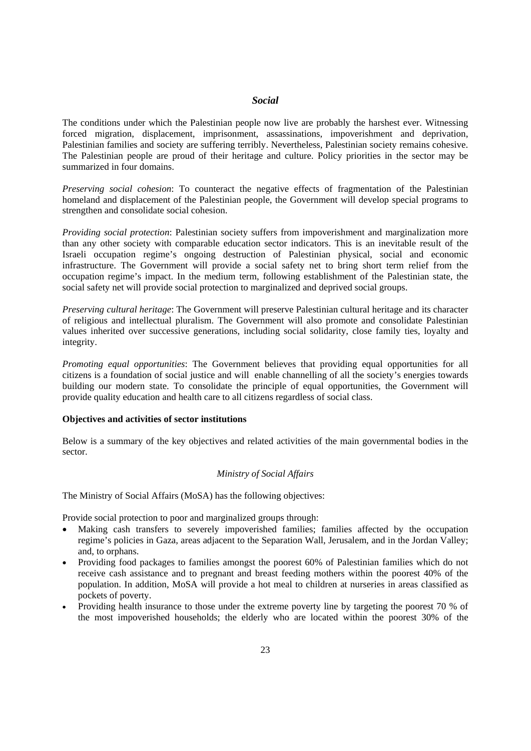## *Social*

The conditions under which the Palestinian people now live are probably the harshest ever. Witnessing forced migration, displacement, imprisonment, assassinations, impoverishment and deprivation, Palestinian families and society are suffering terribly. Nevertheless, Palestinian society remains cohesive. The Palestinian people are proud of their heritage and culture. Policy priorities in the sector may be summarized in four domains.

*Preserving social cohesion*: To counteract the negative effects of fragmentation of the Palestinian homeland and displacement of the Palestinian people, the Government will develop special programs to strengthen and consolidate social cohesion.

*Providing social protection*: Palestinian society suffers from impoverishment and marginalization more than any other society with comparable education sector indicators. This is an inevitable result of the Israeli occupation regime's ongoing destruction of Palestinian physical, social and economic infrastructure. The Government will provide a social safety net to bring short term relief from the occupation regime's impact. In the medium term, following establishment of the Palestinian state, the social safety net will provide social protection to marginalized and deprived social groups.

*Preserving cultural heritage*: The Government will preserve Palestinian cultural heritage and its character of religious and intellectual pluralism. The Government will also promote and consolidate Palestinian values inherited over successive generations, including social solidarity, close family ties, loyalty and integrity.

*Promoting equal opportunities*: The Government believes that providing equal opportunities for all citizens is a foundation of social justice and will enable channelling of all the society's energies towards building our modern state. To consolidate the principle of equal opportunities, the Government will provide quality education and health care to all citizens regardless of social class.

**Objectives and activities of sector institutions**

Below is a summary of the key objectives and related activities of the main governmental bodies in the sector.

*Ministry of Social Affairs*

The Ministry of Social Affairs (MoSA) has the following objectives:

Provide social protection to poor and marginalized groups through:

- Making cash transfers to severely impoverished families; families affected by the occupation regime's policies in Gaza, areas adjacent to the Separation Wall, Jerusalem, and in the Jordan Valley; and, to orphans.
- Providing food packages to families amongst the poorest 60% of Palestinian families which do not receive cash assistance and to pregnant and breast feeding mothers within the poorest 40% of the population. In addition, MoSA will provide a hot meal to children at nurseries in areas classified as pockets of poverty.
- Providing health insurance to those under the extreme poverty line by targeting the poorest 70 % of the most impoverished households; the elderly who are located within the poorest 30% of the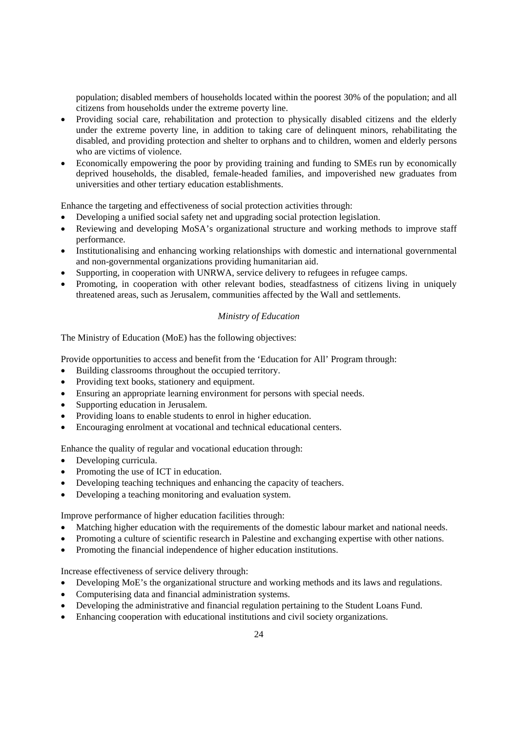population; disabled members of households located within the poorest 30% of the population; and all citizens from households under the extreme poverty line.

- Providing social care, rehabilitation and protection to physically disabled citizens and the elderly under the extreme poverty line, in addition to taking care of delinquent minors, rehabilitating the disabled, and providing protection and shelter to orphans and to children, women and elderly persons who are victims of violence.
- Economically empowering the poor by providing training and funding to SMEs run by economically deprived households, the disabled, female-headed families, and impoverished new graduates from universities and other tertiary education establishments.

Enhance the targeting and effectiveness of social protection activities through:

- Developing a unified social safety net and upgrading social protection legislation.
- Reviewing and developing MoSA's organizational structure and working methods to improve staff performance.
- Institutionalising and enhancing working relationships with domestic and international governmental and non-governmental organizations providing humanitarian aid.
- Supporting, in cooperation with UNRWA, service delivery to refugees in refugee camps.
- Promoting, in cooperation with other relevant bodies, steadfastness of citizens living in uniquely threatened areas, such as Jerusalem, communities affected by the Wall and settlements.

*Ministry of Education*

The Ministry of Education (MoE) has the following objectives:

Provide opportunities to access and benefit from the 'Education for All' Program through:

- Building classrooms throughout the occupied territory.
- Providing text books, stationery and equipment.
- Ensuring an appropriate learning environment for persons with special needs.
- Supporting education in Jerusalem.
- Providing loans to enable students to enrol in higher education.
- Encouraging enrolment at vocational and technical educational centers.

Enhance the quality of regular and vocational education through:

- Developing curricula.
- Promoting the use of ICT in education.
- Developing teaching techniques and enhancing the capacity of teachers.
- Developing a teaching monitoring and evaluation system.

Improve performance of higher education facilities through:

- Matching higher education with the requirements of the domestic labour market and national needs.
- Promoting a culture of scientific research in Palestine and exchanging expertise with other nations.
- Promoting the financial independence of higher education institutions.

Increase effectiveness of service delivery through:

- Developing MoE's the organizational structure and working methods and its laws and regulations.
- Computerising data and financial administration systems.
- Developing the administrative and financial regulation pertaining to the Student Loans Fund.
- Enhancing cooperation with educational institutions and civil society organizations.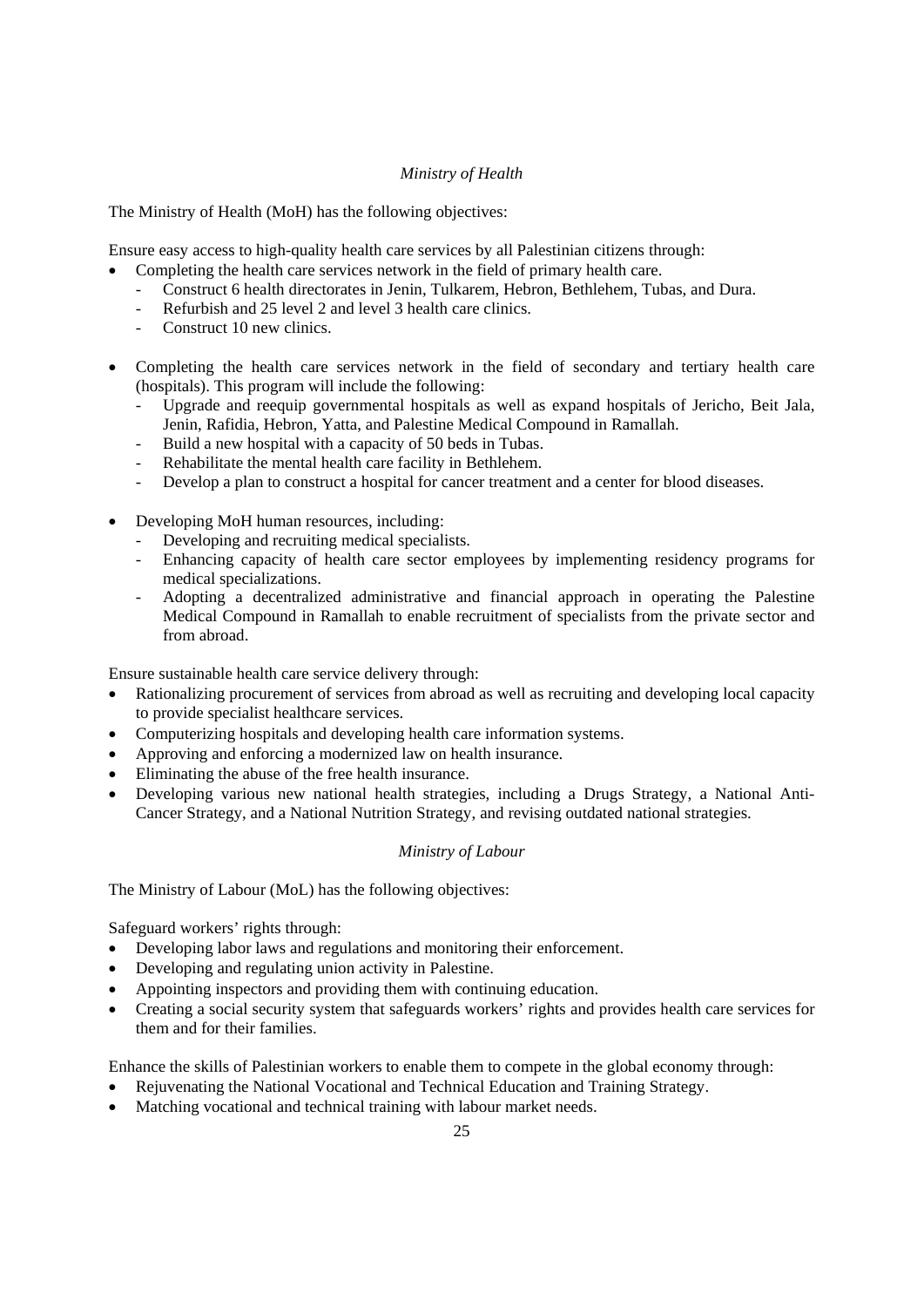*Ministry of Health*

The Ministry of Health (MoH) has the following objectives:

Ensure easy access to high-quality health care services by all Palestinian citizens through:

- Completing the health care services network in the field of primary health care.
  - Construct 6 health directorates in Jenin, Tulkarem, Hebron, Bethlehem, Tubas, and Dura.
  - Refurbish and 25 level 2 and level 3 health care clinics.
  - Construct 10 new clinics.

- Completing the health care services network in the field of secondary and tertiary health care (hospitals). This program will include the following:
  - Upgrade and reequip governmental hospitals as well as expand hospitals of Jericho, Beit Jala, Jenin, Rafidia, Hebron, Yatta, and Palestine Medical Compound in Ramallah.
  - Build a new hospital with a capacity of 50 beds in Tubas.
  - Rehabilitate the mental health care facility in Bethlehem.
  - Develop a plan to construct a hospital for cancer treatment and a center for blood diseases.

- Developing MoH human resources, including:
  - Developing and recruiting medical specialists.
  - Enhancing capacity of health care sector employees by implementing residency programs for medical specializations.
  - Adopting a decentralized administrative and financial approach in operating the Palestine Medical Compound in Ramallah to enable recruitment of specialists from the private sector and from abroad.

Ensure sustainable health care service delivery through:

- Rationalizing procurement of services from abroad as well as recruiting and developing local capacity to provide specialist healthcare services.
- Computerizing hospitals and developing health care information systems.
- Approving and enforcing a modernized law on health insurance.
- Eliminating the abuse of the free health insurance.
- Developing various new national health strategies, including a Drugs Strategy, a National Anti-Cancer Strategy, and a National Nutrition Strategy, and revising outdated national strategies.

*Ministry of Labour*

The Ministry of Labour (MoL) has the following objectives:

Safeguard workers' rights through:

- Developing labor laws and regulations and monitoring their enforcement.
- Developing and regulating union activity in Palestine.
- Appointing inspectors and providing them with continuing education.
- Creating a social security system that safeguards workers' rights and provides health care services for them and for their families.

Enhance the skills of Palestinian workers to enable them to compete in the global economy through:

- Rejuvenating the National Vocational and Technical Education and Training Strategy.
- Matching vocational and technical training with labour market needs.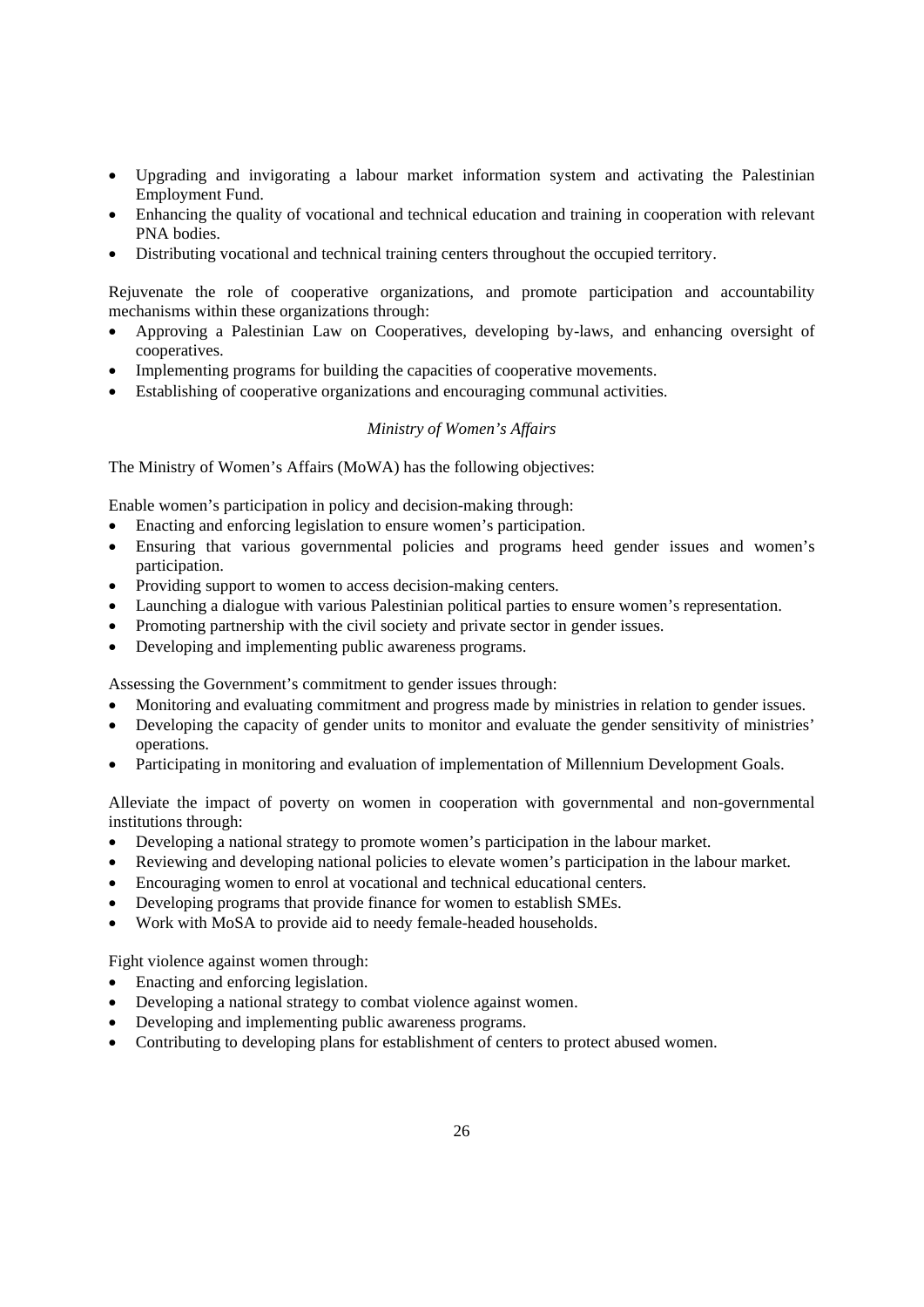- Upgrading and invigorating a labour market information system and activating the Palestinian Employment Fund.
- Enhancing the quality of vocational and technical education and training in cooperation with relevant PNA bodies.
- Distributing vocational and technical training centers throughout the occupied territory.

Rejuvenate the role of cooperative organizations, and promote participation and accountability mechanisms within these organizations through:

- Approving a Palestinian Law on Cooperatives, developing by-laws, and enhancing oversight of cooperatives.
- Implementing programs for building the capacities of cooperative movements.
- Establishing of cooperative organizations and encouraging communal activities.

*Ministry of Women's Affairs*

The Ministry of Women's Affairs (MoWA) has the following objectives:

Enable women's participation in policy and decision-making through:

- Enacting and enforcing legislation to ensure women's participation.
- Ensuring that various governmental policies and programs heed gender issues and women's participation.
- Providing support to women to access decision-making centers.
- Launching a dialogue with various Palestinian political parties to ensure women's representation.
- Promoting partnership with the civil society and private sector in gender issues.
- Developing and implementing public awareness programs.

Assessing the Government's commitment to gender issues through:

- Monitoring and evaluating commitment and progress made by ministries in relation to gender issues.
- Developing the capacity of gender units to monitor and evaluate the gender sensitivity of ministries' operations.
- Participating in monitoring and evaluation of implementation of Millennium Development Goals.

Alleviate the impact of poverty on women in cooperation with governmental and non-governmental institutions through:

- Developing a national strategy to promote women's participation in the labour market.
- Reviewing and developing national policies to elevate women's participation in the labour market.
- Encouraging women to enrol at vocational and technical educational centers.
- Developing programs that provide finance for women to establish SMEs.
- Work with MoSA to provide aid to needy female-headed households.

Fight violence against women through:

- Enacting and enforcing legislation.
- Developing a national strategy to combat violence against women.
- Developing and implementing public awareness programs.
- Contributing to developing plans for establishment of centers to protect abused women.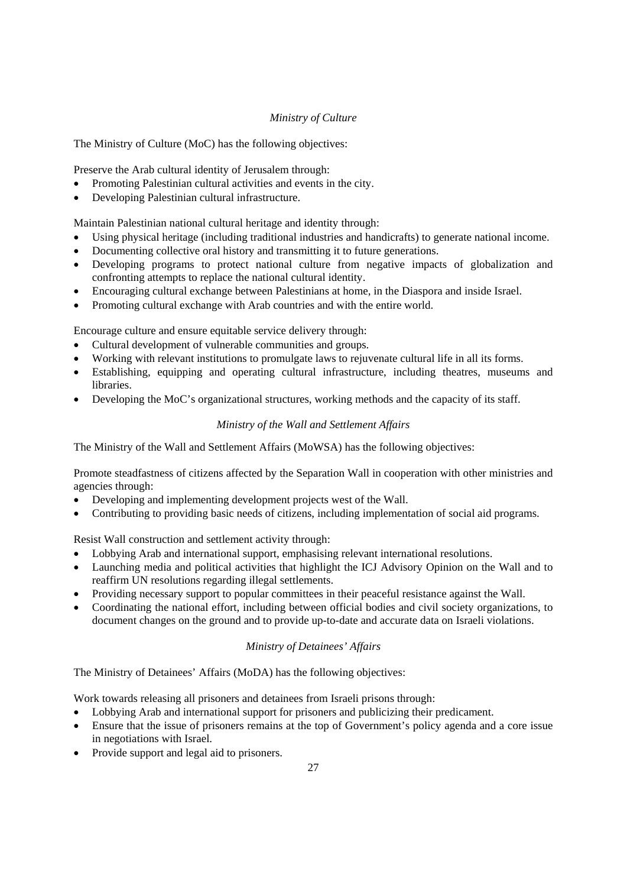*Ministry of Culture*

The Ministry of Culture (MoC) has the following objectives:

Preserve the Arab cultural identity of Jerusalem through:

- Promoting Palestinian cultural activities and events in the city.
- Developing Palestinian cultural infrastructure.

Maintain Palestinian national cultural heritage and identity through:

- Using physical heritage (including traditional industries and handicrafts) to generate national income.
- Documenting collective oral history and transmitting it to future generations.
- Developing programs to protect national culture from negative impacts of globalization and confronting attempts to replace the national cultural identity.
- Encouraging cultural exchange between Palestinians at home, in the Diaspora and inside Israel.
- Promoting cultural exchange with Arab countries and with the entire world.

Encourage culture and ensure equitable service delivery through:

- Cultural development of vulnerable communities and groups.
- Working with relevant institutions to promulgate laws to rejuvenate cultural life in all its forms.
- Establishing, equipping and operating cultural infrastructure, including theatres, museums and libraries.
- Developing the MoC's organizational structures, working methods and the capacity of its staff.

*Ministry of the Wall and Settlement Affairs*

The Ministry of the Wall and Settlement Affairs (MoWSA) has the following objectives:

Promote steadfastness of citizens affected by the Separation Wall in cooperation with other ministries and agencies through:

- Developing and implementing development projects west of the Wall.
- Contributing to providing basic needs of citizens, including implementation of social aid programs.

Resist Wall construction and settlement activity through:

- Lobbying Arab and international support, emphasising relevant international resolutions.
- Launching media and political activities that highlight the ICJ Advisory Opinion on the Wall and to reaffirm UN resolutions regarding illegal settlements.
- Providing necessary support to popular committees in their peaceful resistance against the Wall.
- Coordinating the national effort, including between official bodies and civil society organizations, to document changes on the ground and to provide up-to-date and accurate data on Israeli violations.

*Ministry of Detainees' Affairs*

The Ministry of Detainees' Affairs (MoDA) has the following objectives:

Work towards releasing all prisoners and detainees from Israeli prisons through:

- Lobbying Arab and international support for prisoners and publicizing their predicament.
- Ensure that the issue of prisoners remains at the top of Government's policy agenda and a core issue in negotiations with Israel.
- Provide support and legal aid to prisoners.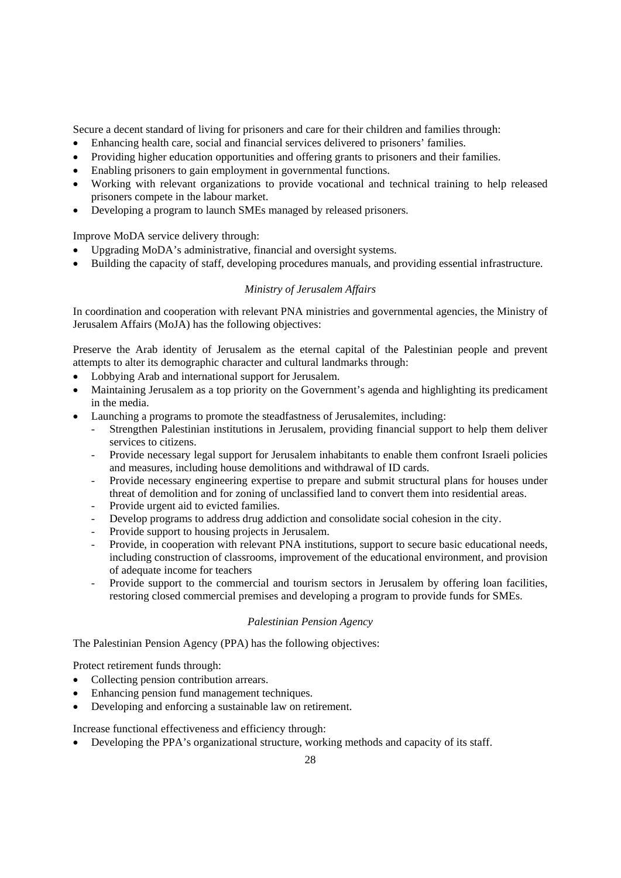Secure a decent standard of living for prisoners and care for their children and families through:

- Enhancing health care, social and financial services delivered to prisoners' families.
- Providing higher education opportunities and offering grants to prisoners and their families.
- Enabling prisoners to gain employment in governmental functions.
- Working with relevant organizations to provide vocational and technical training to help released prisoners compete in the labour market.
- Developing a program to launch SMEs managed by released prisoners.

Improve MoDA service delivery through:

- Upgrading MoDA's administrative, financial and oversight systems.
- Building the capacity of staff, developing procedures manuals, and providing essential infrastructure.

*Ministry of Jerusalem Affairs*

In coordination and cooperation with relevant PNA ministries and governmental agencies, the Ministry of Jerusalem Affairs (MoJA) has the following objectives:

Preserve the Arab identity of Jerusalem as the eternal capital of the Palestinian people and prevent attempts to alter its demographic character and cultural landmarks through:

- Lobbying Arab and international support for Jerusalem.
- Maintaining Jerusalem as a top priority on the Government's agenda and highlighting its predicament in the media.
- Launching a programs to promote the steadfastness of Jerusalemites, including:
  - Strengthen Palestinian institutions in Jerusalem, providing financial support to help them deliver services to citizens.
  - Provide necessary legal support for Jerusalem inhabitants to enable them confront Israeli policies and measures, including house demolitions and withdrawal of ID cards.
  - Provide necessary engineering expertise to prepare and submit structural plans for houses under threat of demolition and for zoning of unclassified land to convert them into residential areas.
  - Provide urgent aid to evicted families.
  - Develop programs to address drug addiction and consolidate social cohesion in the city.
  - Provide support to housing projects in Jerusalem.
  - Provide, in cooperation with relevant PNA institutions, support to secure basic educational needs, including construction of classrooms, improvement of the educational environment, and provision of adequate income for teachers
  - Provide support to the commercial and tourism sectors in Jerusalem by offering loan facilities, restoring closed commercial premises and developing a program to provide funds for SMEs.

*Palestinian Pension Agency*

The Palestinian Pension Agency (PPA) has the following objectives:

Protect retirement funds through:

- Collecting pension contribution arrears.
- Enhancing pension fund management techniques.
- Developing and enforcing a sustainable law on retirement.

Increase functional effectiveness and efficiency through:

- Developing the PPA's organizational structure, working methods and capacity of its staff.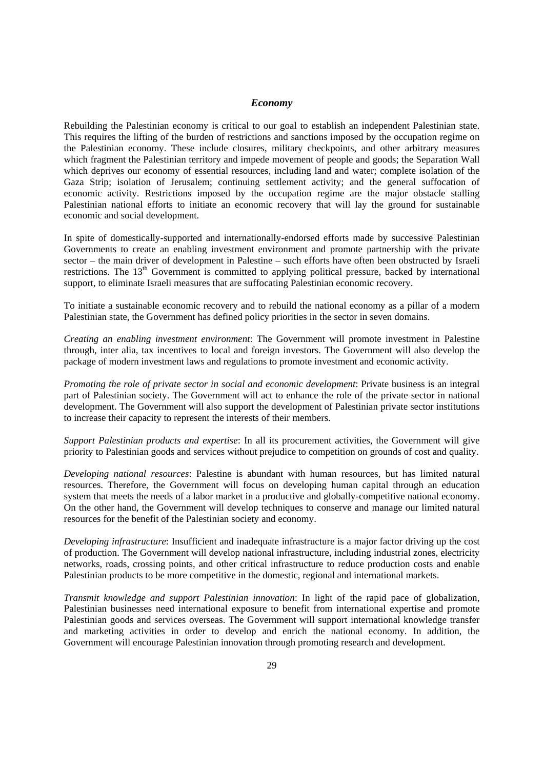### *Economy*

Rebuilding the Palestinian economy is critical to our goal to establish an independent Palestinian state. This requires the lifting of the burden of restrictions and sanctions imposed by the occupation regime on the Palestinian economy. These include closures, military checkpoints, and other arbitrary measures which fragment the Palestinian territory and impede movement of people and goods; the Separation Wall which deprives our economy of essential resources, including land and water; complete isolation of the Gaza Strip; isolation of Jerusalem; continuing settlement activity; and the general suffocation of economic activity. Restrictions imposed by the occupation regime are the major obstacle stalling Palestinian national efforts to initiate an economic recovery that will lay the ground for sustainable economic and social development.

In spite of domestically-supported and internationally-endorsed efforts made by successive Palestinian Governments to create an enabling investment environment and promote partnership with the private sector – the main driver of development in Palestine – such efforts have often been obstructed by Israeli restrictions. The 13th Government is committed to applying political pressure, backed by international support, to eliminate Israeli measures that are suffocating Palestinian economic recovery.

To initiate a sustainable economic recovery and to rebuild the national economy as a pillar of a modern Palestinian state, the Government has defined policy priorities in the sector in seven domains.

*Creating an enabling investment environment*: The Government will promote investment in Palestine through, inter alia, tax incentives to local and foreign investors. The Government will also develop the package of modern investment laws and regulations to promote investment and economic activity.

*Promoting the role of private sector in social and economic development*: Private business is an integral part of Palestinian society. The Government will act to enhance the role of the private sector in national development. The Government will also support the development of Palestinian private sector institutions to increase their capacity to represent the interests of their members.

*Support Palestinian products and expertise*: In all its procurement activities, the Government will give priority to Palestinian goods and services without prejudice to competition on grounds of cost and quality.

*Developing national resources*: Palestine is abundant with human resources, but has limited natural resources. Therefore, the Government will focus on developing human capital through an education system that meets the needs of a labor market in a productive and globally-competitive national economy. On the other hand, the Government will develop techniques to conserve and manage our limited natural resources for the benefit of the Palestinian society and economy.

*Developing infrastructure*: Insufficient and inadequate infrastructure is a major factor driving up the cost of production. The Government will develop national infrastructure, including industrial zones, electricity networks, roads, crossing points, and other critical infrastructure to reduce production costs and enable Palestinian products to be more competitive in the domestic, regional and international markets.

*Transmit knowledge and support Palestinian innovation*: In light of the rapid pace of globalization, Palestinian businesses need international exposure to benefit from international expertise and promote Palestinian goods and services overseas. The Government will support international knowledge transfer and marketing activities in order to develop and enrich the national economy. In addition, the Government will encourage Palestinian innovation through promoting research and development.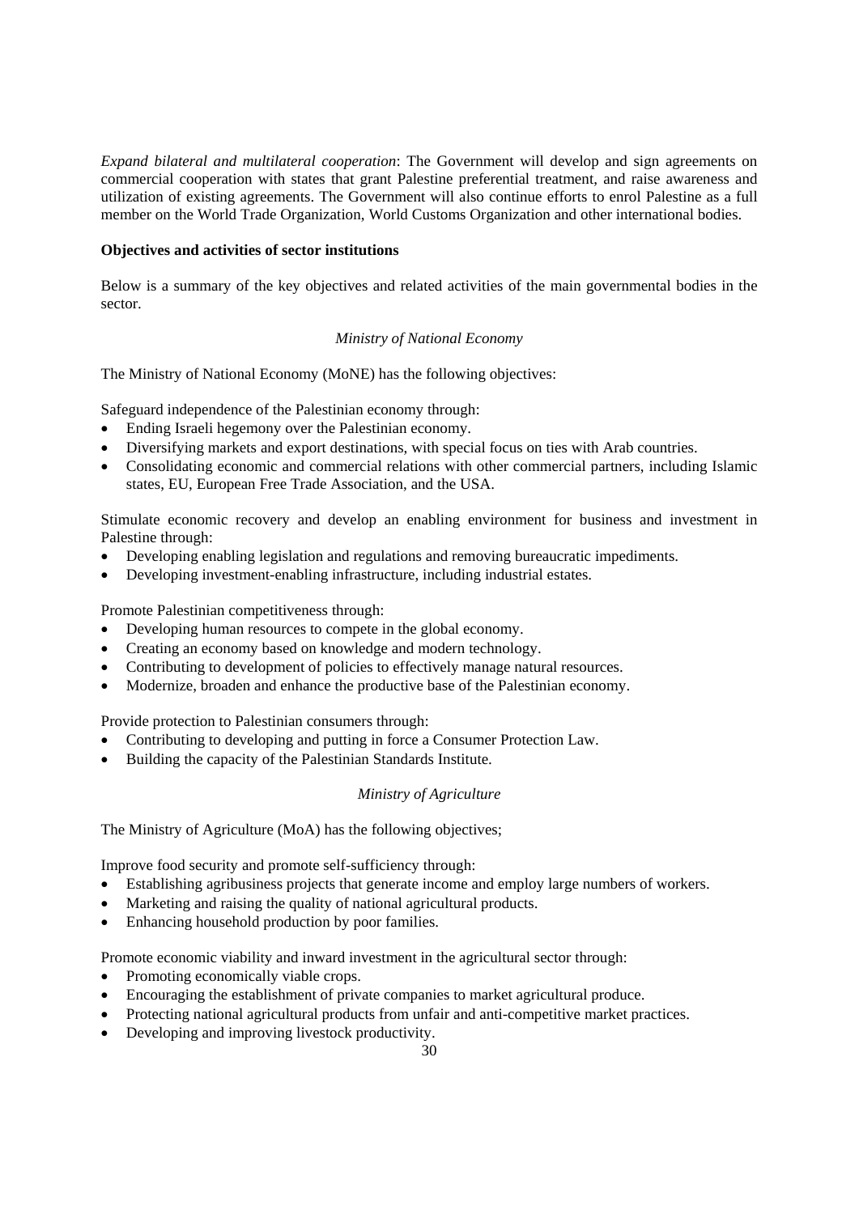*Expand bilateral and multilateral cooperation*: The Government will develop and sign agreements on commercial cooperation with states that grant Palestine preferential treatment, and raise awareness and utilization of existing agreements. The Government will also continue efforts to enrol Palestine as a full member on the World Trade Organization, World Customs Organization and other international bodies.

**Objectives and activities of sector institutions**

Below is a summary of the key objectives and related activities of the main governmental bodies in the sector.

*Ministry of National Economy*

The Ministry of National Economy (MoNE) has the following objectives:

Safeguard independence of the Palestinian economy through:

- Ending Israeli hegemony over the Palestinian economy.
- Diversifying markets and export destinations, with special focus on ties with Arab countries.
- Consolidating economic and commercial relations with other commercial partners, including Islamic states, EU, European Free Trade Association, and the USA.

Stimulate economic recovery and develop an enabling environment for business and investment in Palestine through:

- Developing enabling legislation and regulations and removing bureaucratic impediments.
- Developing investment-enabling infrastructure, including industrial estates.

Promote Palestinian competitiveness through:

- Developing human resources to compete in the global economy.
- Creating an economy based on knowledge and modern technology.
- Contributing to development of policies to effectively manage natural resources.
- Modernize, broaden and enhance the productive base of the Palestinian economy.

Provide protection to Palestinian consumers through:

- Contributing to developing and putting in force a Consumer Protection Law.
- Building the capacity of the Palestinian Standards Institute.

*Ministry of Agriculture*

The Ministry of Agriculture (MoA) has the following objectives;

Improve food security and promote self-sufficiency through:

- Establishing agribusiness projects that generate income and employ large numbers of workers.
- Marketing and raising the quality of national agricultural products.
- Enhancing household production by poor families.

Promote economic viability and inward investment in the agricultural sector through:

- Promoting economically viable crops.
- Encouraging the establishment of private companies to market agricultural produce.
- Protecting national agricultural products from unfair and anti-competitive market practices.
- Developing and improving livestock productivity.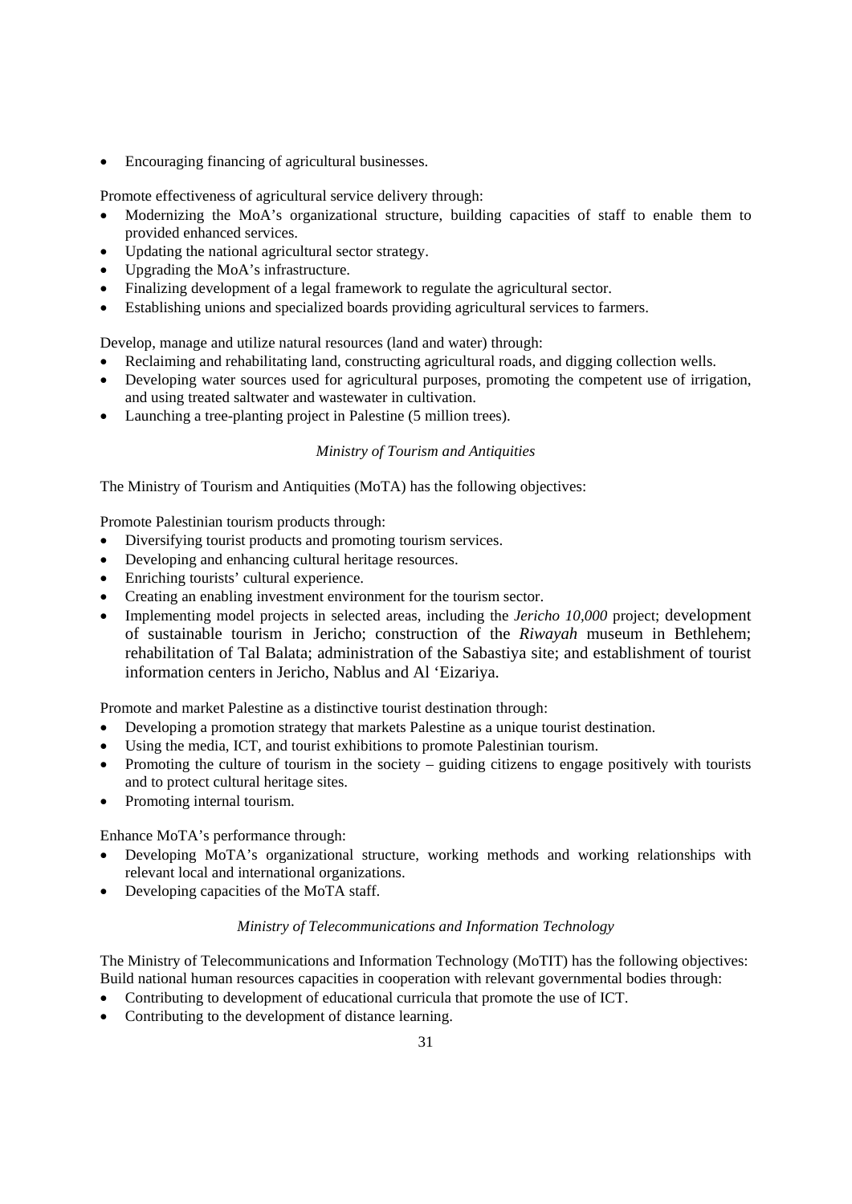- Encouraging financing of agricultural businesses.

Promote effectiveness of agricultural service delivery through:

- Modernizing the MoA's organizational structure, building capacities of staff to enable them to provided enhanced services.
- Updating the national agricultural sector strategy.
- Upgrading the MoA's infrastructure.
- Finalizing development of a legal framework to regulate the agricultural sector.
- Establishing unions and specialized boards providing agricultural services to farmers.

Develop, manage and utilize natural resources (land and water) through:

- Reclaiming and rehabilitating land, constructing agricultural roads, and digging collection wells.
- Developing water sources used for agricultural purposes, promoting the competent use of irrigation, and using treated saltwater and wastewater in cultivation.
- Launching a tree-planting project in Palestine (5 million trees).

*Ministry of Tourism and Antiquities*

The Ministry of Tourism and Antiquities (MoTA) has the following objectives:

Promote Palestinian tourism products through:

- Diversifying tourist products and promoting tourism services.
- Developing and enhancing cultural heritage resources.
- Enriching tourists' cultural experience.
- Creating an enabling investment environment for the tourism sector.
- Implementing model projects in selected areas, including the *Jericho 10,000* project; development of sustainable tourism in Jericho; construction of the *Riwayah* museum in Bethlehem; rehabilitation of Tal Balata; administration of the Sabastiya site; and establishment of tourist information centers in Jericho, Nablus and Al 'Eizariya.

Promote and market Palestine as a distinctive tourist destination through:

- Developing a promotion strategy that markets Palestine as a unique tourist destination.
- Using the media, ICT, and tourist exhibitions to promote Palestinian tourism.
- Promoting the culture of tourism in the society – guiding citizens to engage positively with tourists and to protect cultural heritage sites.
- Promoting internal tourism.

Enhance MoTA's performance through:

- Developing MoTA's organizational structure, working methods and working relationships with relevant local and international organizations.
- Developing capacities of the MoTA staff.

*Ministry of Telecommunications and Information Technology*

The Ministry of Telecommunications and Information Technology (MoTIT) has the following objectives:
Build national human resources capacities in cooperation with relevant governmental bodies through:

- Contributing to development of educational curricula that promote the use of ICT.
- Contributing to the development of distance learning.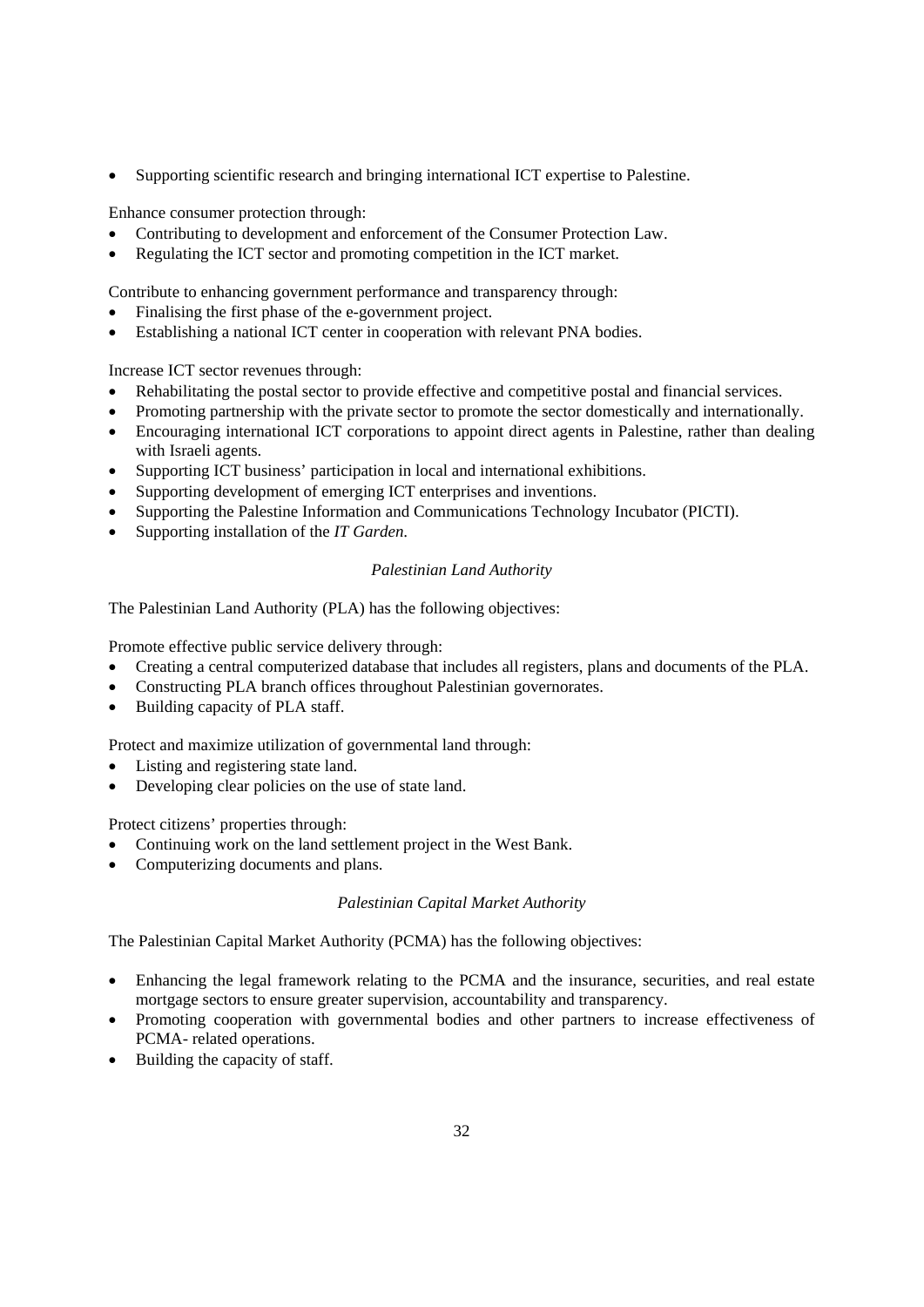- Supporting scientific research and bringing international ICT expertise to Palestine.

Enhance consumer protection through:

- Contributing to development and enforcement of the Consumer Protection Law.
- Regulating the ICT sector and promoting competition in the ICT market.

Contribute to enhancing government performance and transparency through:

- Finalising the first phase of the e-government project.
- Establishing a national ICT center in cooperation with relevant PNA bodies.

Increase ICT sector revenues through:

- Rehabilitating the postal sector to provide effective and competitive postal and financial services.
- Promoting partnership with the private sector to promote the sector domestically and internationally.
- Encouraging international ICT corporations to appoint direct agents in Palestine, rather than dealing with Israeli agents.
- Supporting ICT business' participation in local and international exhibitions.
- Supporting development of emerging ICT enterprises and inventions.
- Supporting the Palestine Information and Communications Technology Incubator (PICTI).
- Supporting installation of the *IT Garden.*

*Palestinian Land Authority*

The Palestinian Land Authority (PLA) has the following objectives:

Promote effective public service delivery through:

- Creating a central computerized database that includes all registers, plans and documents of the PLA.
- Constructing PLA branch offices throughout Palestinian governorates.
- Building capacity of PLA staff.

Protect and maximize utilization of governmental land through:

- Listing and registering state land.
- Developing clear policies on the use of state land.

Protect citizens' properties through:

- Continuing work on the land settlement project in the West Bank.
- Computerizing documents and plans.

*Palestinian Capital Market Authority*

The Palestinian Capital Market Authority (PCMA) has the following objectives:

- Enhancing the legal framework relating to the PCMA and the insurance, securities, and real estate mortgage sectors to ensure greater supervision, accountability and transparency.
- Promoting cooperation with governmental bodies and other partners to increase effectiveness of PCMA- related operations.
- Building the capacity of staff.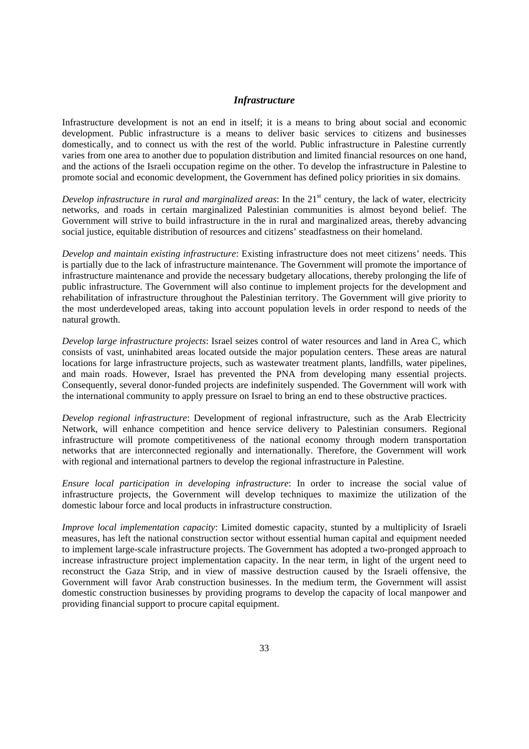### *Infrastructure*

Infrastructure development is not an end in itself; it is a means to bring about social and economic development. Public infrastructure is a means to deliver basic services to citizens and businesses domestically, and to connect us with the rest of the world. Public infrastructure in Palestine currently varies from one area to another due to population distribution and limited financial resources on one hand, and the actions of the Israeli occupation regime on the other. To develop the infrastructure in Palestine to promote social and economic development, the Government has defined policy priorities in six domains.

*Develop infrastructure in rural and marginalized areas*: In the 21st century, the lack of water, electricity networks, and roads in certain marginalized Palestinian communities is almost beyond belief. The Government will strive to build infrastructure in the in rural and marginalized areas, thereby advancing social justice, equitable distribution of resources and citizens' steadfastness on their homeland.

*Develop and maintain existing infrastructure*: Existing infrastructure does not meet citizens' needs. This is partially due to the lack of infrastructure maintenance. The Government will promote the importance of infrastructure maintenance and provide the necessary budgetary allocations, thereby prolonging the life of public infrastructure. The Government will also continue to implement projects for the development and rehabilitation of infrastructure throughout the Palestinian territory. The Government will give priority to the most underdeveloped areas, taking into account population levels in order respond to needs of the natural growth.

*Develop large infrastructure projects*: Israel seizes control of water resources and land in Area C, which consists of vast, uninhabited areas located outside the major population centers. These areas are natural locations for large infrastructure projects, such as wastewater treatment plants, landfills, water pipelines, and main roads. However, Israel has prevented the PNA from developing many essential projects. Consequently, several donor-funded projects are indefinitely suspended. The Government will work with the international community to apply pressure on Israel to bring an end to these obstructive practices.

*Develop regional infrastructure*: Development of regional infrastructure, such as the Arab Electricity Network, will enhance competition and hence service delivery to Palestinian consumers. Regional infrastructure will promote competitiveness of the national economy through modern transportation networks that are interconnected regionally and internationally. Therefore, the Government will work with regional and international partners to develop the regional infrastructure in Palestine.

*Ensure local participation in developing infrastructure*: In order to increase the social value of infrastructure projects, the Government will develop techniques to maximize the utilization of the domestic labour force and local products in infrastructure construction.

*Improve local implementation capacity*: Limited domestic capacity, stunted by a multiplicity of Israeli measures, has left the national construction sector without essential human capital and equipment needed to implement large-scale infrastructure projects. The Government has adopted a two-pronged approach to increase infrastructure project implementation capacity. In the near term, in light of the urgent need to reconstruct the Gaza Strip, and in view of massive destruction caused by the Israeli offensive, the Government will favor Arab construction businesses. In the medium term, the Government will assist domestic construction businesses by providing programs to develop the capacity of local manpower and providing financial support to procure capital equipment.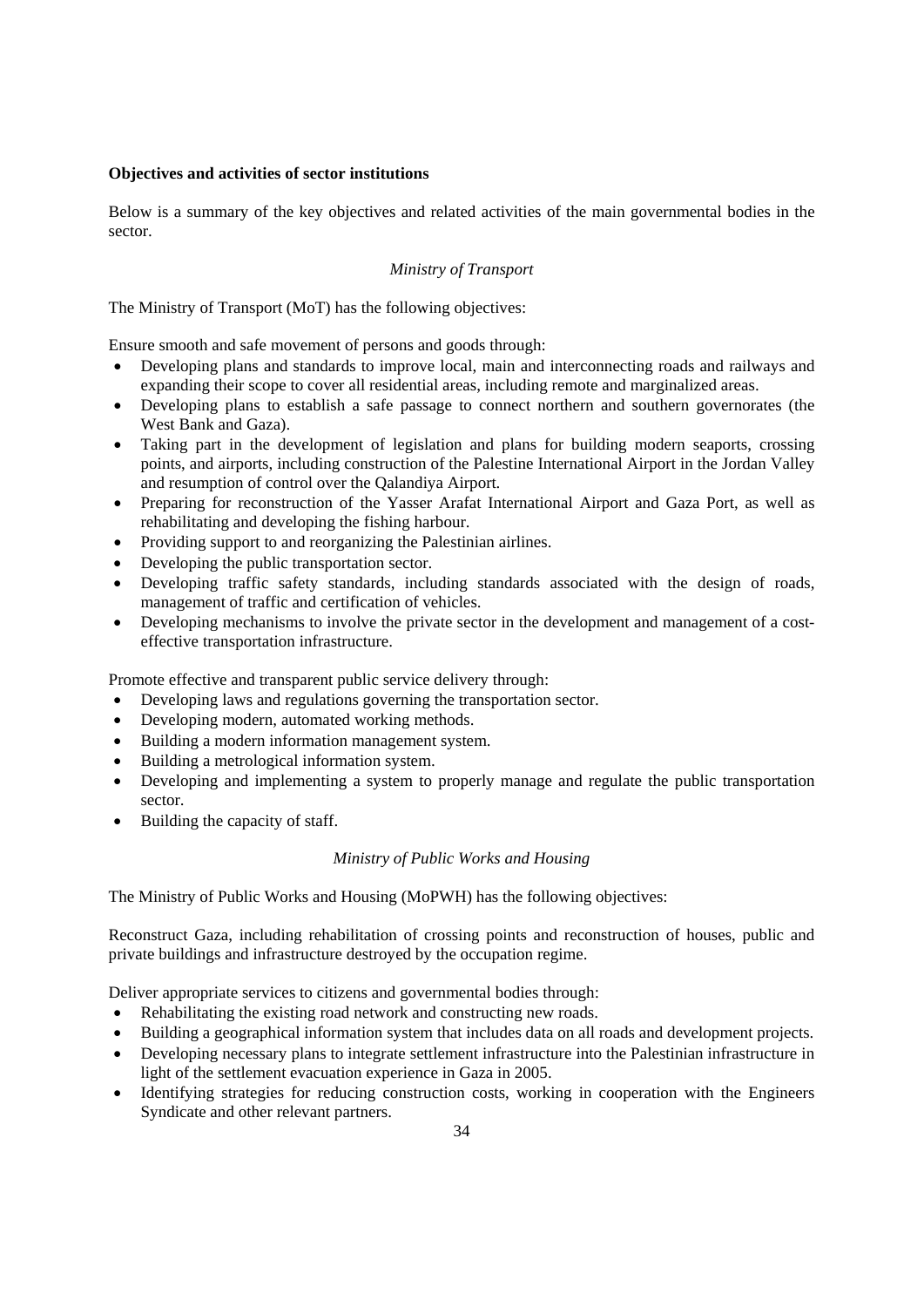**Objectives and activities of sector institutions**

Below is a summary of the key objectives and related activities of the main governmental bodies in the sector.

*Ministry of Transport*

The Ministry of Transport (MoT) has the following objectives:

Ensure smooth and safe movement of persons and goods through:

- Developing plans and standards to improve local, main and interconnecting roads and railways and expanding their scope to cover all residential areas, including remote and marginalized areas.
- Developing plans to establish a safe passage to connect northern and southern governorates (the West Bank and Gaza).
- Taking part in the development of legislation and plans for building modern seaports, crossing points, and airports, including construction of the Palestine International Airport in the Jordan Valley and resumption of control over the Qalandiya Airport.
- Preparing for reconstruction of the Yasser Arafat International Airport and Gaza Port, as well as rehabilitating and developing the fishing harbour.
- Providing support to and reorganizing the Palestinian airlines.
- Developing the public transportation sector.
- Developing traffic safety standards, including standards associated with the design of roads, management of traffic and certification of vehicles.
- Developing mechanisms to involve the private sector in the development and management of a cost-effective transportation infrastructure.

Promote effective and transparent public service delivery through:

- Developing laws and regulations governing the transportation sector.
- Developing modern, automated working methods.
- Building a modern information management system.
- Building a metrological information system.
- Developing and implementing a system to properly manage and regulate the public transportation sector.
- Building the capacity of staff.

*Ministry of Public Works and Housing*

The Ministry of Public Works and Housing (MoPWH) has the following objectives:

Reconstruct Gaza, including rehabilitation of crossing points and reconstruction of houses, public and private buildings and infrastructure destroyed by the occupation regime.

Deliver appropriate services to citizens and governmental bodies through:

- Rehabilitating the existing road network and constructing new roads.
- Building a geographical information system that includes data on all roads and development projects.
- Developing necessary plans to integrate settlement infrastructure into the Palestinian infrastructure in light of the settlement evacuation experience in Gaza in 2005.
- Identifying strategies for reducing construction costs, working in cooperation with the Engineers Syndicate and other relevant partners.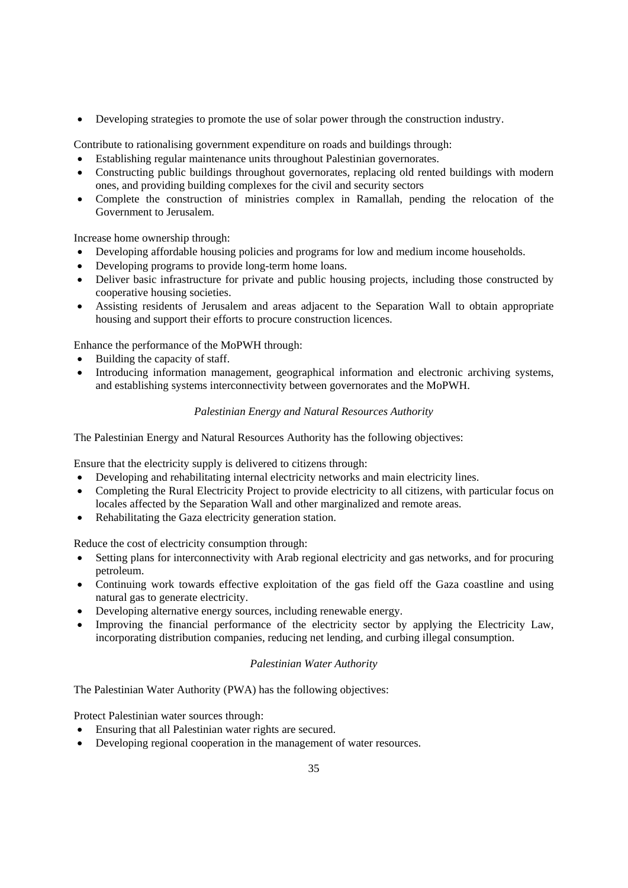- Developing strategies to promote the use of solar power through the construction industry.

Contribute to rationalising government expenditure on roads and buildings through:

- Establishing regular maintenance units throughout Palestinian governorates.
- Constructing public buildings throughout governorates, replacing old rented buildings with modern ones, and providing building complexes for the civil and security sectors
- Complete the construction of ministries complex in Ramallah, pending the relocation of the Government to Jerusalem.

Increase home ownership through:

- Developing affordable housing policies and programs for low and medium income households.
- Developing programs to provide long-term home loans.
- Deliver basic infrastructure for private and public housing projects, including those constructed by cooperative housing societies.
- Assisting residents of Jerusalem and areas adjacent to the Separation Wall to obtain appropriate housing and support their efforts to procure construction licences.

Enhance the performance of the MoPWH through:

- Building the capacity of staff.
- Introducing information management, geographical information and electronic archiving systems, and establishing systems interconnectivity between governorates and the MoPWH.

*Palestinian Energy and Natural Resources Authority*

The Palestinian Energy and Natural Resources Authority has the following objectives:

Ensure that the electricity supply is delivered to citizens through:

- Developing and rehabilitating internal electricity networks and main electricity lines.
- Completing the Rural Electricity Project to provide electricity to all citizens, with particular focus on locales affected by the Separation Wall and other marginalized and remote areas.
- Rehabilitating the Gaza electricity generation station.

Reduce the cost of electricity consumption through:

- Setting plans for interconnectivity with Arab regional electricity and gas networks, and for procuring petroleum.
- Continuing work towards effective exploitation of the gas field off the Gaza coastline and using natural gas to generate electricity.
- Developing alternative energy sources, including renewable energy.
- Improving the financial performance of the electricity sector by applying the Electricity Law, incorporating distribution companies, reducing net lending, and curbing illegal consumption.

*Palestinian Water Authority*

The Palestinian Water Authority (PWA) has the following objectives:

Protect Palestinian water sources through:

- Ensuring that all Palestinian water rights are secured.
- Developing regional cooperation in the management of water resources.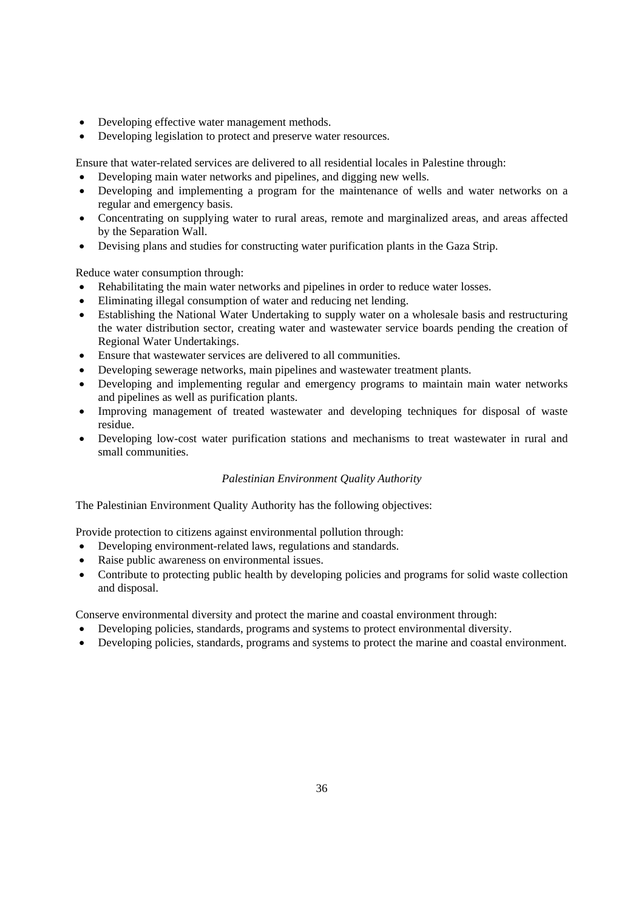- Developing effective water management methods.
- Developing legislation to protect and preserve water resources.

Ensure that water-related services are delivered to all residential locales in Palestine through:

- Developing main water networks and pipelines, and digging new wells.
- Developing and implementing a program for the maintenance of wells and water networks on a regular and emergency basis.
- Concentrating on supplying water to rural areas, remote and marginalized areas, and areas affected by the Separation Wall.
- Devising plans and studies for constructing water purification plants in the Gaza Strip.

Reduce water consumption through:

- Rehabilitating the main water networks and pipelines in order to reduce water losses.
- Eliminating illegal consumption of water and reducing net lending.
- Establishing the National Water Undertaking to supply water on a wholesale basis and restructuring the water distribution sector, creating water and wastewater service boards pending the creation of Regional Water Undertakings.
- Ensure that wastewater services are delivered to all communities.
- Developing sewerage networks, main pipelines and wastewater treatment plants.
- Developing and implementing regular and emergency programs to maintain main water networks and pipelines as well as purification plants.
- Improving management of treated wastewater and developing techniques for disposal of waste residue.
- Developing low-cost water purification stations and mechanisms to treat wastewater in rural and small communities.

*Palestinian Environment Quality Authority*

The Palestinian Environment Quality Authority has the following objectives:

Provide protection to citizens against environmental pollution through:

- Developing environment-related laws, regulations and standards.
- Raise public awareness on environmental issues.
- Contribute to protecting public health by developing policies and programs for solid waste collection and disposal.

Conserve environmental diversity and protect the marine and coastal environment through:

- Developing policies, standards, programs and systems to protect environmental diversity.
- Developing policies, standards, programs and systems to protect the marine and coastal environment.